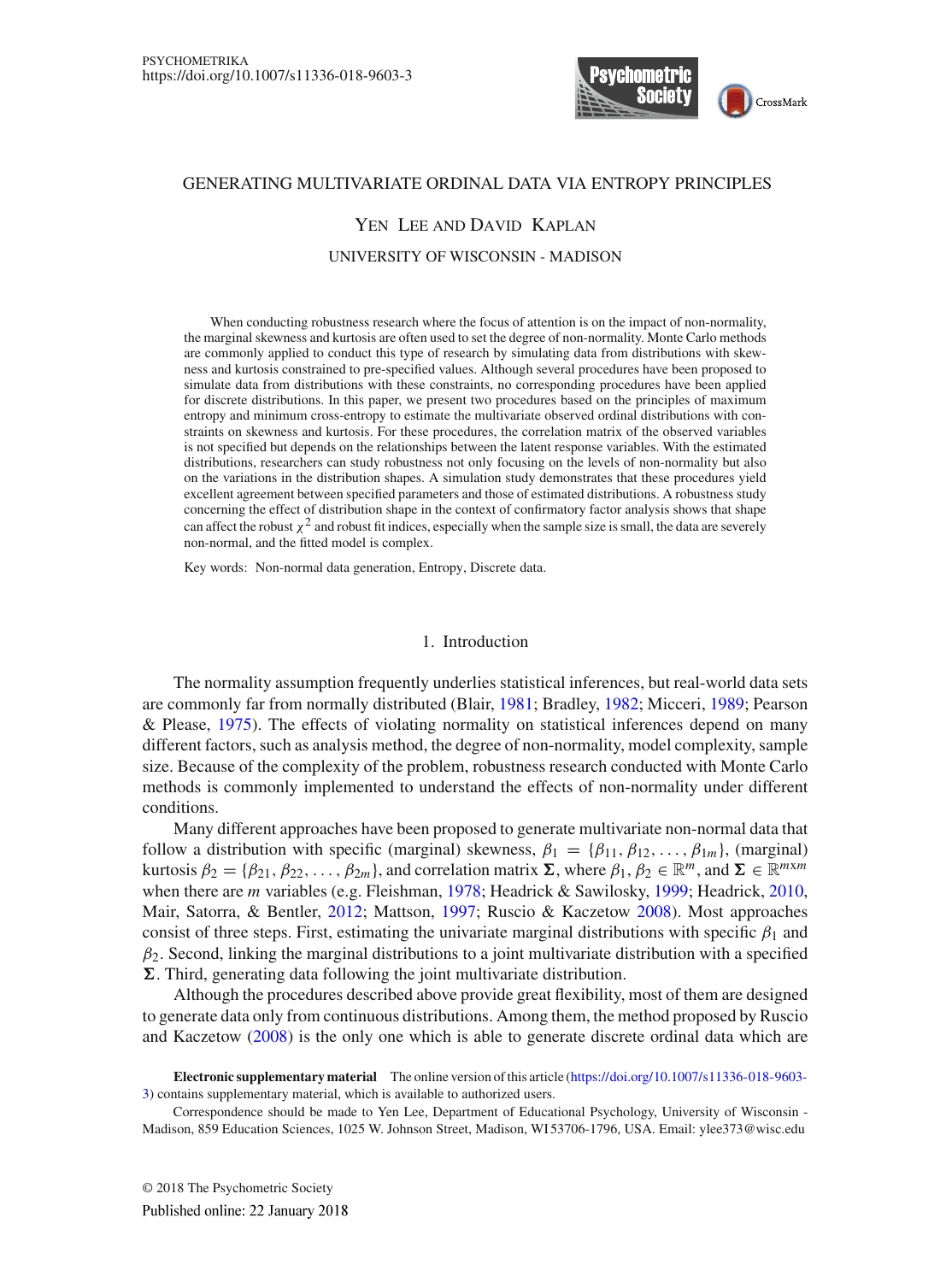# GENERATING MULTIVARIATE ORDINAL DATA VIA ENTROPY PRINCIPLES

Yen Lee and David Kaplan

UNIVERSITY OF WISCONSIN - MADISON

When conducting robustness research where the focus of attention is on the impact of non-normality, the marginal skewness and kurtosis are often used to set the degree of non-normality. Monte Carlo methods are commonly applied to conduct this type of research by simulating data from distributions with skewness and kurtosis constrained to pre-specified values. Although several procedures have been proposed to simulate data from distributions with these constraints, no corresponding procedures have been applied for discrete distributions. In this paper, we present two procedures based on the principles of maximum entropy and minimum cross-entropy to estimate the multivariate observed ordinal distributions with constraints on skewness and kurtosis. For these procedures, the correlation matrix of the observed variables is not specified but depends on the relationships between the latent response variables. With the estimated distributions, researchers can study robustness not only focusing on the levels of non-normality but also on the variations in the distribution shapes. A simulation study demonstrates that these procedures yield excellent agreement between specified parameters and those of estimated distributions. A robustness study concerning the effect of distribution shape in the context of confirmatory factor analysis shows that shape can affect the robust $\chi^2$ and robust fit indices, especially when the sample size is small, the data are severely non-normal, and the fitted model is complex.

Key words: Non-normal data generation, Entropy, Discrete data.

## 1. Introduction

The normality assumption frequently underlies statistical inferences, but real-world data sets are commonly far from normally distributed (Blair, 1981; Bradley, 1982; Micceri, 1989; Pearson & Please, 1975). The effects of violating normality on statistical inferences depend on many different factors, such as analysis method, the degree of non-normality, model complexity, sample size. Because of the complexity of the problem, robustness research conducted with Monte Carlo methods is commonly implemented to understand the effects of non-normality under different conditions.

Many different approaches have been proposed to generate multivariate non-normal data that follow a distribution with specific (marginal) skewness, $\beta_1 = \{\beta_{11}, \beta_{12}, \ldots, \beta_{1m}\}$, (marginal) kurtosis $\beta_2 = \{\beta_{21}, \beta_{22}, \ldots, \beta_{2m}\}$, and correlation matrix $\mathbf{\Sigma}$, where $\beta_1, \beta_2 \in \mathbb{R}^m$, and $\mathbf{\Sigma} \in \mathbb{R}^{m \times m}$ when there are $m$ variables (e.g. Fleishman, 1978; Headrick & Sawilosky, 1999; Headrick, 2010, Mair, Satorra, & Bentler, 2012; Mattson, 1997; Ruscio & Kaczetow 2008). Most approaches consist of three steps. First, estimating the univariate marginal distributions with specific $\beta_1$ and $\beta_2$. Second, linking the marginal distributions to a joint multivariate distribution with a specified $\mathbf{\Sigma}$. Third, generating data following the joint multivariate distribution.

Although the procedures described above provide great flexibility, most of them are designed to generate data only from continuous distributions. Among them, the method proposed by Ruscio and Kaczetow (2008) is the only one which is able to generate discrete ordinal data which are

**Electronic supplementary material** The online version of this article (https://doi.org/10.1007/s11336-018-9603-3) contains supplementary material, which is available to authorized users.

Correspondence should be made to Yen Lee, Department of Educational Psychology, University of Wisconsin - Madison, 859 Education Sciences, 1025 W. Johnson Street, Madison, WI 53706-1796, USA. Email: ylee373@wisc.edu

© 2018 The Psychometric Society

Published online: 22 January 2018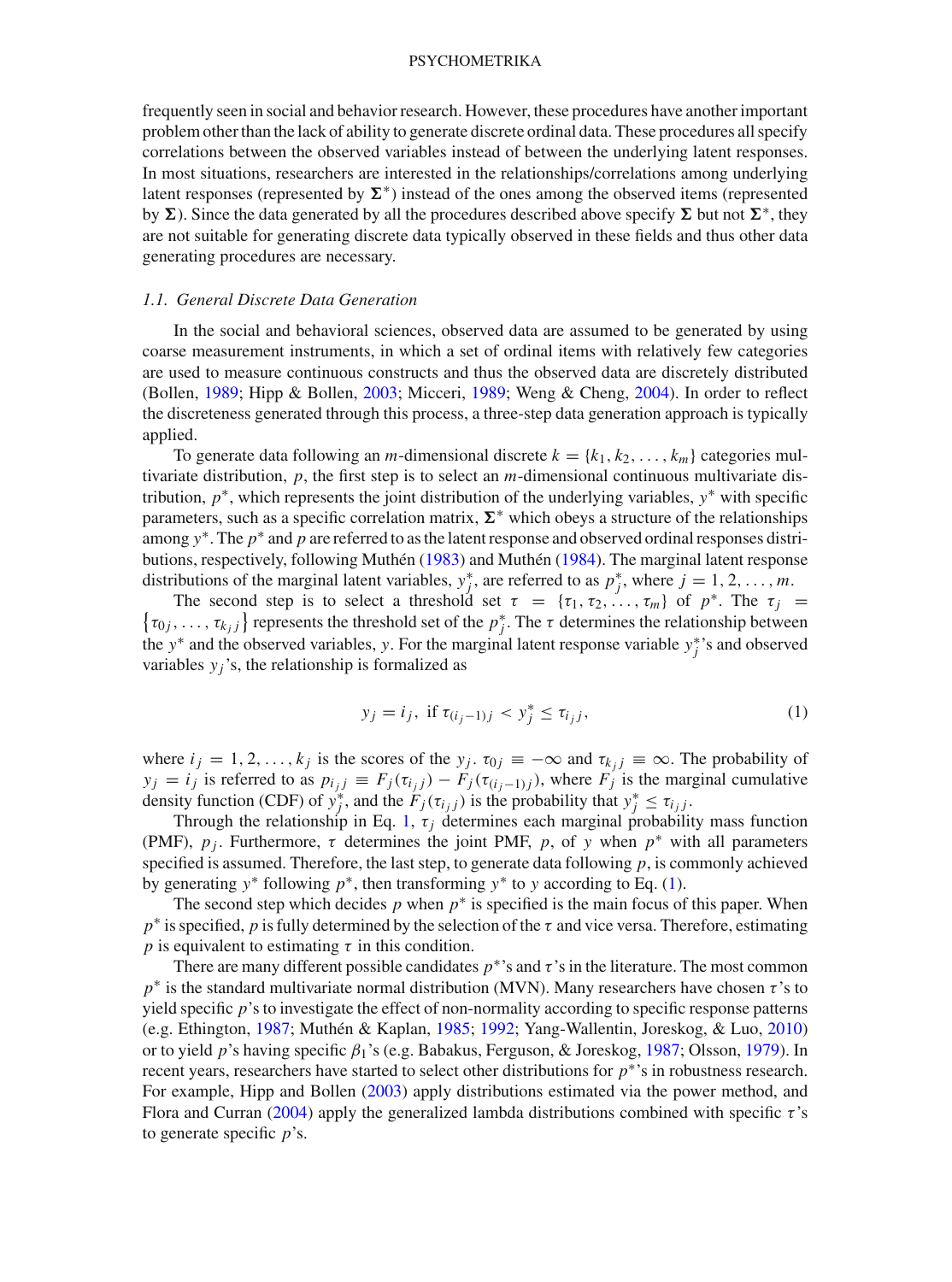frequently seen in social and behavior research. However, these procedures have another important problem other than the lack of ability to generate discrete ordinal data. These procedures all specify correlations between the observed variables instead of between the underlying latent responses. In most situations, researchers are interested in the relationships/correlations among underlying latent responses (represented by $\mathbf{\Sigma}^*$) instead of the ones among the observed items (represented by $\mathbf{\Sigma}$). Since the data generated by all the procedures described above specify $\mathbf{\Sigma}$ but not $\mathbf{\Sigma}^*$, they are not suitable for generating discrete data typically observed in these fields and thus other data generating procedures are necessary.

### *1.1. General Discrete Data Generation*

In the social and behavioral sciences, observed data are assumed to be generated by using coarse measurement instruments, in which a set of ordinal items with relatively few categories are used to measure continuous constructs and thus the observed data are discretely distributed (Bollen, 1989; Hipp & Bollen, 2003; Micceri, 1989; Weng & Cheng, 2004). In order to reflect the discreteness generated through this process, a three-step data generation approach is typically applied.

To generate data following an $m$-dimensional discrete $k = \{k_1, k_2, \ldots, k_m\}$ categories multivariate distribution, $p$, the first step is to select an $m$-dimensional continuous multivariate distribution, $p^*$, which represents the joint distribution of the underlying variables, $y^*$ with specific parameters, such as a specific correlation matrix, $\mathbf{\Sigma}^*$ which obeys a structure of the relationships among $y^*$. The $p^*$ and $p$ are referred to as the latent response and observed ordinal responses distributions, respectively, following Muthén (1983) and Muthén (1984). The marginal latent response distributions of the marginal latent variables, $y_j^*$, are referred to as $p_j^*$, where $j = 1, 2, \ldots, m$.

The second step is to select a threshold set $\tau = \{\tau_1, \tau_2, \ldots, \tau_m\}$ of $p^*$. The $\tau_j = \{\tau_{0j}, \ldots, \tau_{k_j j}\}$ represents the threshold set of the $p_j^*$. The $\tau$ determines the relationship between the $y^*$ and the observed variables, $y$. For the marginal latent response variable $y_j^*$'s and observed variables $y_j$'s, the relationship is formalized as

$$y_j = i_j, \text{ if } \tau_{(i_j-1)j} < y_j^* \leq \tau_{i_j j}, \tag{1}$$

where $i_j = 1, 2, \ldots, k_j$ is the scores of the $y_j$. $\tau_{0j} \equiv -\infty$ and $\tau_{k_j j} \equiv \infty$. The probability of $y_j = i_j$ is referred to as $p_{i_j j} \equiv F_j(\tau_{i_j j}) - F_j(\tau_{(i_j-1)j})$, where $F_j$ is the marginal cumulative density function (CDF) of $y_j^*$, and the $F_j(\tau_{i_j j})$ is the probability that $y_j^* \leq \tau_{i_j j}$.

Through the relationship in Eq. 1, $\tau_j$ determines each marginal probability mass function (PMF), $p_j$. Furthermore, $\tau$ determines the joint PMF, $p$, of $y$ when $p^*$ with all parameters specified is assumed. Therefore, the last step, to generate data following $p$, is commonly achieved by generating $y^*$ following $p^*$, then transforming $y^*$ to $y$ according to Eq. (1).

The second step which decides $p$ when $p^*$ is specified is the main focus of this paper. When $p^*$ is specified, $p$ is fully determined by the selection of the $\tau$ and vice versa. Therefore, estimating $p$ is equivalent to estimating $\tau$ in this condition.

There are many different possible candidates $p^*$'s and $\tau$'s in the literature. The most common $p^*$ is the standard multivariate normal distribution (MVN). Many researchers have chosen $\tau$'s to yield specific $p$'s to investigate the effect of non-normality according to specific response patterns (e.g. Ethington, 1987; Muthén & Kaplan, 1985; 1992; Yang-Wallentin, Joreskog, & Luo, 2010) or to yield $p$'s having specific $\beta_1$'s (e.g. Babakus, Ferguson, & Joreskog, 1987; Olsson, 1979). In recent years, researchers have started to select other distributions for $p^*$'s in robustness research. For example, Hipp and Bollen (2003) apply distributions estimated via the power method, and Flora and Curran (2004) apply the generalized lambda distributions combined with specific $\tau$'s to generate specific $p$'s.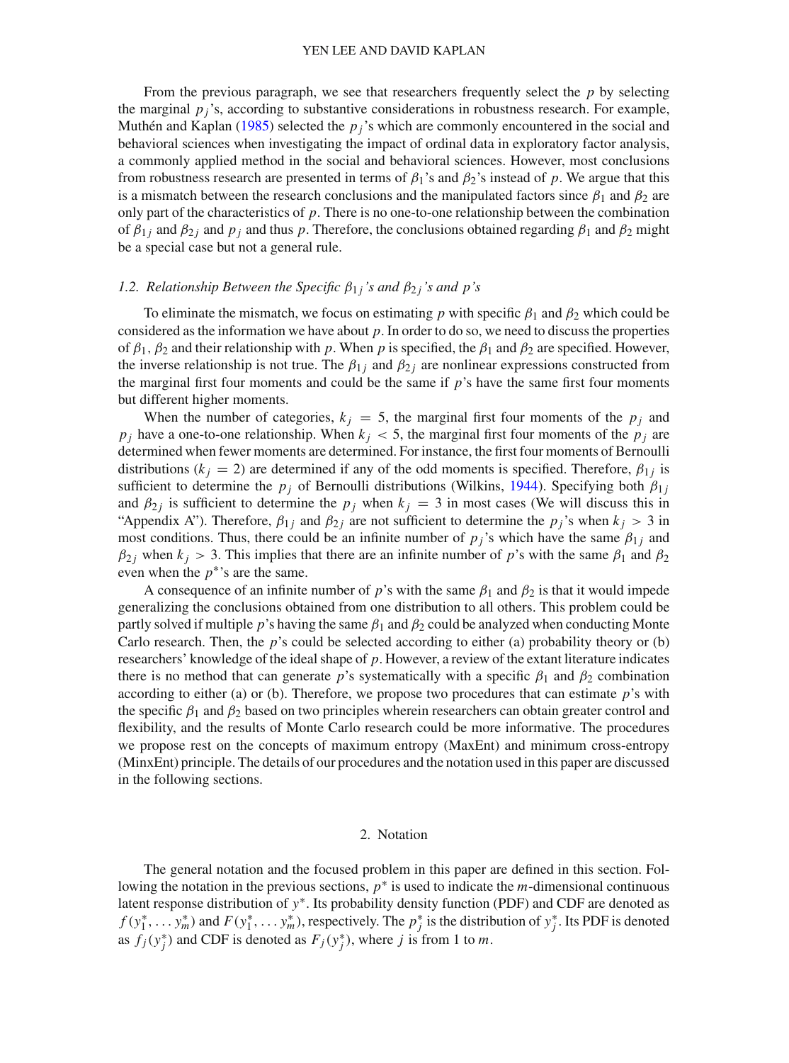From the previous paragraph, we see that researchers frequently select the $p$ by selecting the marginal $p_j$'s, according to substantive considerations in robustness research. For example, Muthén and Kaplan (1985) selected the $p_j$'s which are commonly encountered in the social and behavioral sciences when investigating the impact of ordinal data in exploratory factor analysis, a commonly applied method in the social and behavioral sciences. However, most conclusions from robustness research are presented in terms of $\beta_1$'s and $\beta_2$'s instead of $p$. We argue that this is a mismatch between the research conclusions and the manipulated factors since $\beta_1$ and $\beta_2$ are only part of the characteristics of $p$. There is no one-to-one relationship between the combination of $\beta_{1j}$ and $\beta_{2j}$ and $p_j$ and thus $p$. Therefore, the conclusions obtained regarding $\beta_1$ and $\beta_2$ might be a special case but not a general rule.

### 1.2. Relationship Between the Specific $\beta_{1j}$'s and $\beta_{2j}$'s and $p$'s

To eliminate the mismatch, we focus on estimating $p$ with specific $\beta_1$ and $\beta_2$ which could be considered as the information we have about $p$. In order to do so, we need to discuss the properties of $\beta_1$, $\beta_2$ and their relationship with $p$. When $p$ is specified, the $\beta_1$ and $\beta_2$ are specified. However, the inverse relationship is not true. The $\beta_{1j}$ and $\beta_{2j}$ are nonlinear expressions constructed from the marginal first four moments and could be the same if $p$'s have the same first four moments but different higher moments.

When the number of categories, $k_j = 5$, the marginal first four moments of the $p_j$ and $p_j$ have a one-to-one relationship. When $k_j < 5$, the marginal first four moments of the $p_j$ are determined when fewer moments are determined. For instance, the first four moments of Bernoulli distributions ($k_j = 2$) are determined if any of the odd moments is specified. Therefore, $\beta_{1j}$ is sufficient to determine the $p_j$ of Bernoulli distributions (Wilkins, 1944). Specifying both $\beta_{1j}$ and $\beta_{2j}$ is sufficient to determine the $p_j$ when $k_j = 3$ in most cases (We will discuss this in "Appendix A"). Therefore, $\beta_{1j}$ and $\beta_{2j}$ are not sufficient to determine the $p_j$'s when $k_j > 3$ in most conditions. Thus, there could be an infinite number of $p_j$'s which have the same $\beta_{1j}$ and $\beta_{2j}$ when $k_j > 3$. This implies that there are an infinite number of $p$'s with the same $\beta_1$ and $\beta_2$ even when the $p^*$'s are the same.

A consequence of an infinite number of $p$'s with the same $\beta_1$ and $\beta_2$ is that it would impede generalizing the conclusions obtained from one distribution to all others. This problem could be partly solved if multiple $p$'s having the same $\beta_1$ and $\beta_2$ could be analyzed when conducting Monte Carlo research. Then, the $p$'s could be selected according to either (a) probability theory or (b) researchers' knowledge of the ideal shape of $p$. However, a review of the extant literature indicates there is no method that can generate $p$'s systematically with a specific $\beta_1$ and $\beta_2$ combination according to either (a) or (b). Therefore, we propose two procedures that can estimate $p$'s with the specific $\beta_1$ and $\beta_2$ based on two principles wherein researchers can obtain greater control and flexibility, and the results of Monte Carlo research could be more informative. The procedures we propose rest on the concepts of maximum entropy (MaxEnt) and minimum cross-entropy (MinxEnt) principle. The details of our procedures and the notation used in this paper are discussed in the following sections.

## 2. Notation

The general notation and the focused problem in this paper are defined in this section. Following the notation in the previous sections, $p^*$ is used to indicate the $m$-dimensional continuous latent response distribution of $y^*$. Its probability density function (PDF) and CDF are denoted as $f(y_1^*, \ldots y_m^*)$ and $F(y_1^*, \ldots y_m^*)$, respectively. The $p_j^*$ is the distribution of $y_j^*$. Its PDF is denoted as $f_j(y_j^*)$ and CDF is denoted as $F_j(y_j^*)$, where $j$ is from 1 to $m$.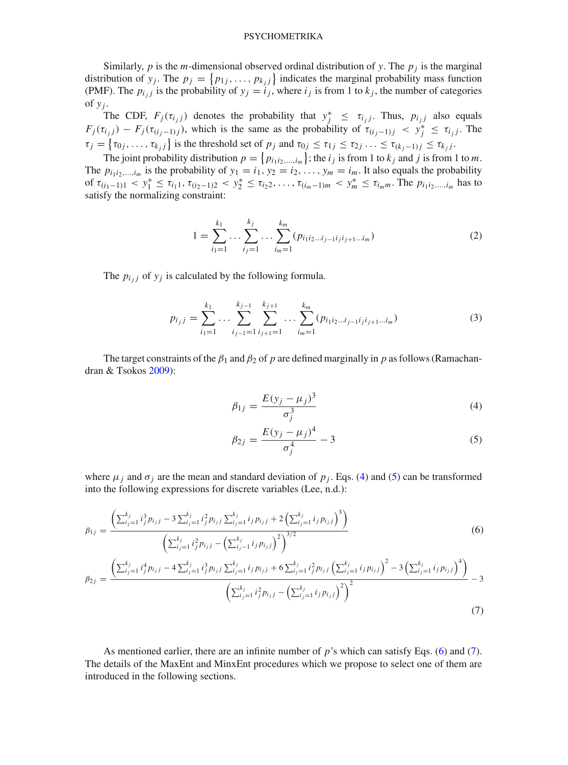Similarly, $p$ is the $m$-dimensional observed ordinal distribution of $y$. The $p_j$ is the marginal distribution of $y_j$. The $p_j = \left\{p_{1j}, \ldots, p_{k_j j}\right\}$ indicates the marginal probability mass function (PMF). The $p_{i_j j}$ is the probability of $y_j = i_j$, where $i_j$ is from 1 to $k_j$, the number of categories of $y_j$.

The CDF, $F_j(\tau_{i_j j})$ denotes the probability that $y_j^* \leq \tau_{i_j j}$. Thus, $p_{i_j j}$ also equals $F_j(\tau_{i_j j}) - F_j(\tau_{(i_j-1)j})$, which is the same as the probability of $\tau_{(i_j-1)j} < y_j^* \leq \tau_{i_j j}$. The $\tau_j = \left\{\tau_{0j}, \ldots, \tau_{k_j j}\right\}$ is the threshold set of $p_j$ and $\tau_{0j} \leq \tau_{1j} \leq \tau_{2j} \ldots \leq \tau_{(k_j-1)j} \leq \tau_{k_j j}$.

The joint probability distribution $p = \left\{p_{i_1 i_2, \ldots, i_m}\right\}$; the $i_j$ is from 1 to $k_j$ and $j$ is from 1 to $m$. The $p_{i_1 i_2, \ldots, i_m}$ is the probability of $y_1 = i_1, y_2 = i_2, \ldots, y_m = i_m$. It also equals the probability of $\tau_{(i_1-1)1} < y_1^* \leq \tau_{i_1 1}, \tau_{(i_2-1)2} < y_2^* \leq \tau_{i_2 2}, \ldots, \tau_{(i_m-1)m} < y_m^* \leq \tau_{i_m m}$. The $p_{i_1 i_2, \ldots, i_m}$ has to satisfy the normalizing constraint:

$$1 = \sum_{i_1=1}^{k_1} \cdots \sum_{i_j=1}^{k_j} \cdots \sum_{i_m=1}^{k_m} (p_{i_1 i_2 \ldots i_{j-1} i_j i_{j+1} \ldots i_m}) \tag{2}$$

The $p_{i_j j}$ of $y_j$ is calculated by the following formula.

$$p_{i_j j} = \sum_{i_1=1}^{k_1} \cdots \sum_{i_{j-1}=1}^{k_{j-1}} \sum_{i_{j+1}=1}^{k_{j+1}} \cdots \sum_{i_m=1}^{k_m} (p_{i_1 i_2 \ldots i_{j-1} i_j i_{j+1} \ldots i_m}) \tag{3}$$

The target constraints of the $\beta_1$ and $\beta_2$ of $p$ are defined marginally in $p$ as follows (Ramachandran & Tsokos 2009):

$$\beta_{1j} = \frac{E(y_j - \mu_j)^3}{\sigma_j^3} \tag{4}$$

$$\beta_{2j} = \frac{E(y_j - \mu_j)^4}{\sigma_j^4} - 3 \tag{5}$$

where $\mu_j$ and $\sigma_j$ are the mean and standard deviation of $p_j$. Eqs. (4) and (5) can be transformed into the following expressions for discrete variables (Lee, n.d.):

$$\beta_{1j} = \frac{\left(\sum_{i_j=1}^{k_j} i_j^3 p_{i_j j} - 3\sum_{i_j=1}^{k_j} i_j^2 p_{i_j j} \sum_{i_j=1}^{k_j} i_j p_{i_j j} + 2\left(\sum_{i_j=1}^{k_j} i_j p_{i_j j}\right)^3\right)}{\left(\sum_{i_j=1}^{k_j} i_j^2 p_{i_j j} - \left(\sum_{i_j-1}^{k_j} i_j p_{i_j j}\right)^2\right)^{3/2}} \tag{6}$$

$$\beta_{2j} = \frac{\left(\sum_{i_j=1}^{k_j} i_j^4 p_{i_j j} - 4\sum_{i_j=1}^{k_j} i_j^3 p_{i_j j} \sum_{i_j=1}^{k_j} i_j p_{i_j j} + 6\sum_{i_j=1}^{k_j} i_j^2 p_{i_j j}\left(\sum_{i_j=1}^{k_j} i_j p_{i_j j}\right)^2 - 3\left(\sum_{i_j=1}^{k_j} i_j p_{i_j j}\right)^4\right)}{\left(\sum_{i_j=1}^{k_j} i_j^2 p_{i_j j} - \left(\sum_{i_j=1}^{k_j} i_j p_{i_j j}\right)^2\right)^2} - 3 \tag{7}$$

As mentioned earlier, there are an infinite number of $p$'s which can satisfy Eqs. (6) and (7). The details of the MaxEnt and MinxEnt procedures which we propose to select one of them are introduced in the following sections.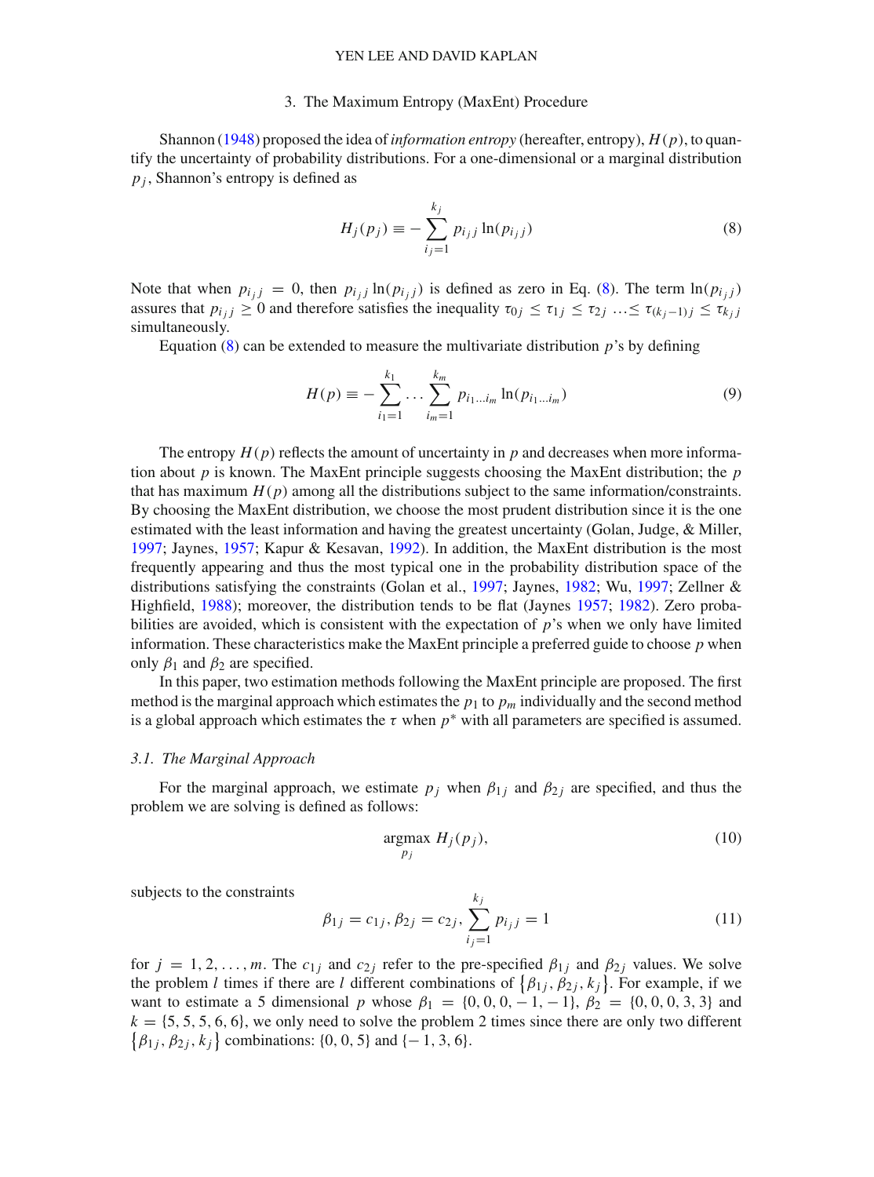## 3. The Maximum Entropy (MaxEnt) Procedure

Shannon (1948) proposed the idea of *information entropy* (hereafter, entropy), $H(p)$, to quantify the uncertainty of probability distributions. For a one-dimensional or a marginal distribution $p_j$, Shannon's entropy is defined as

$$H_j(p_j) \equiv -\sum_{i_j=1}^{k_j} p_{i_j j} \ln(p_{i_j j}) \tag{8}$$

Note that when $p_{i_j j} = 0$, then $p_{i_j j} \ln(p_{i_j j})$ is defined as zero in Eq. (8). The term $\ln(p_{i_j j})$ assures that $p_{i_j j} \geq 0$ and therefore satisfies the inequality $\tau_{0j} \leq \tau_{1j} \leq \tau_{2j} \ldots \leq \tau_{(k_j-1)j} \leq \tau_{k_j j}$ simultaneously.

Equation (8) can be extended to measure the multivariate distribution $p$'s by defining

$$H(p) \equiv -\sum_{i_1=1}^{k_1} \cdots \sum_{i_m=1}^{k_m} p_{i_1 \ldots i_m} \ln(p_{i_1 \ldots i_m}) \tag{9}$$

The entropy $H(p)$ reflects the amount of uncertainty in $p$ and decreases when more information about $p$ is known. The MaxEnt principle suggests choosing the MaxEnt distribution; the $p$ that has maximum $H(p)$ among all the distributions subject to the same information/constraints. By choosing the MaxEnt distribution, we choose the most prudent distribution since it is the one estimated with the least information and having the greatest uncertainty (Golan, Judge, & Miller, 1997; Jaynes, 1957; Kapur & Kesavan, 1992). In addition, the MaxEnt distribution is the most frequently appearing and thus the most typical one in the probability distribution space of the distributions satisfying the constraints (Golan et al., 1997; Jaynes, 1982; Wu, 1997; Zellner & Highfield, 1988); moreover, the distribution tends to be flat (Jaynes 1957; 1982). Zero probabilities are avoided, which is consistent with the expectation of $p$'s when we only have limited information. These characteristics make the MaxEnt principle a preferred guide to choose $p$ when only $\beta_1$ and $\beta_2$ are specified.

In this paper, two estimation methods following the MaxEnt principle are proposed. The first method is the marginal approach which estimates the $p_1$ to $p_m$ individually and the second method is a global approach which estimates the $\tau$ when $p^*$ with all parameters are specified is assumed.

### 3.1. The Marginal Approach

For the marginal approach, we estimate $p_j$ when $\beta_{1j}$ and $\beta_{2j}$ are specified, and thus the problem we are solving is defined as follows:

$$\underset{p_j}{\operatorname{argmax}}\ H_j(p_j), \tag{10}$$

subjects to the constraints

$$\beta_{1j} = c_{1j}, \beta_{2j} = c_{2j}, \sum_{i_j=1}^{k_j} p_{i_j j} = 1 \tag{11}$$

for $j = 1, 2, \ldots, m$. The $c_{1j}$ and $c_{2j}$ refer to the pre-specified $\beta_{1j}$ and $\beta_{2j}$ values. We solve the problem $l$ times if there are $l$ different combinations of $\{\beta_{1j}, \beta_{2j}, k_j\}$. For example, if we want to estimate a 5 dimensional $p$ whose $\beta_1 = \{0, 0, 0, -1, -1\}$, $\beta_2 = \{0, 0, 0, 3, 3\}$ and $k = \{5, 5, 5, 6, 6\}$, we only need to solve the problem 2 times since there are only two different $\{\beta_{1j}, \beta_{2j}, k_j\}$ combinations: $\{0, 0, 5\}$ and $\{-1, 3, 6\}$.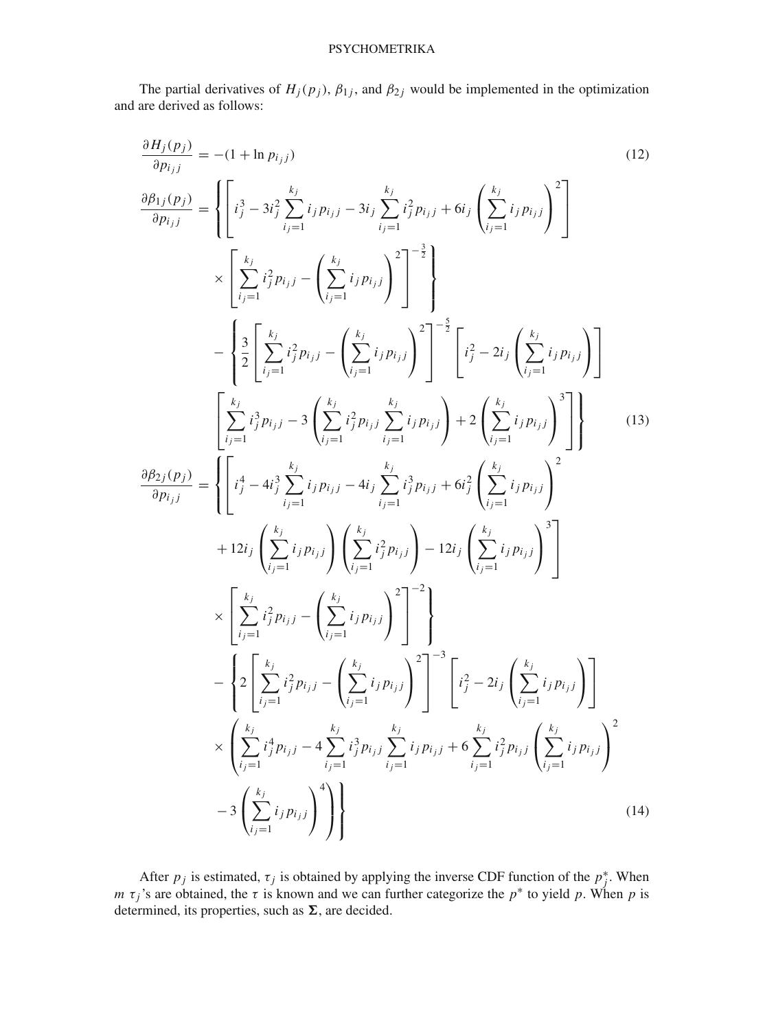The partial derivatives of $H_j(p_j)$, $\beta_{1j}$, and $\beta_{2j}$ would be implemented in the optimization and are derived as follows:

$$
\frac{\partial H_j(p_j)}{\partial p_{i_j j}} = -(1 + \ln p_{i_j j}) \tag{12}
$$

$$
\begin{aligned}
\frac{\partial \beta_{1j}(p_j)}{\partial p_{i_j j}} = & \left\{ \left[ i_j^3 - 3i_j^2 \sum_{i_j=1}^{k_j} i_j p_{i_j j} - 3i_j \sum_{i_j=1}^{k_j} i_j^2 p_{i_j j} + 6i_j \left( \sum_{i_j=1}^{k_j} i_j p_{i_j j} \right)^2 \right] \right. \\
& \left. \times \left[ \sum_{i_j=1}^{k_j} i_j^2 p_{i_j j} - \left( \sum_{i_j=1}^{k_j} i_j p_{i_j j} \right)^2 \right]^{-\frac{3}{2}} \right\} \\
& - \left\{ \frac{3}{2} \left[ \sum_{i_j=1}^{k_j} i_j^2 p_{i_j j} - \left( \sum_{i_j=1}^{k_j} i_j p_{i_j j} \right)^2 \right]^{-\frac{5}{2}} \left[ i_j^2 - 2i_j \left( \sum_{i_j=1}^{k_j} i_j p_{i_j j} \right) \right] \right. \\
& \left. \left[ \sum_{i_j=1}^{k_j} i_j^3 p_{i_j j} - 3 \left( \sum_{i_j=1}^{k_j} i_j^2 p_{i_j j} \sum_{i_j=1}^{k_j} i_j p_{i_j j} \right) + 2 \left( \sum_{i_j=1}^{k_j} i_j p_{i_j j} \right)^3 \right] \right\}
\end{aligned} \tag{13}
$$

$$
\begin{aligned}
\frac{\partial \beta_{2j}(p_j)}{\partial p_{i_j j}} = & \left\{ \left[ i_j^4 - 4i_j^3 \sum_{i_j=1}^{k_j} i_j p_{i_j j} - 4i_j \sum_{i_j=1}^{k_j} i_j^3 p_{i_j j} + 6i_j^2 \left( \sum_{i_j=1}^{k_j} i_j p_{i_j j} \right)^2 \right. \right. \\
& \left. + 12i_j \left( \sum_{i_j=1}^{k_j} i_j p_{i_j j} \right) \left( \sum_{i_j=1}^{k_j} i_j^2 p_{i_j j} \right) - 12i_j \left( \sum_{i_j=1}^{k_j} i_j p_{i_j j} \right)^3 \right] \\
& \left. \times \left[ \sum_{i_j=1}^{k_j} i_j^2 p_{i_j j} - \left( \sum_{i_j=1}^{k_j} i_j p_{i_j j} \right)^2 \right]^{-2} \right\} \\
& - \left\{ 2 \left[ \sum_{i_j=1}^{k_j} i_j^2 p_{i_j j} - \left( \sum_{i_j=1}^{k_j} i_j p_{i_j j} \right)^2 \right]^{-3} \left[ i_j^2 - 2i_j \left( \sum_{i_j=1}^{k_j} i_j p_{i_j j} \right) \right] \right. \\
& \times \left( \sum_{i_j=1}^{k_j} i_j^4 p_{i_j j} - 4 \sum_{i_j=1}^{k_j} i_j^3 p_{i_j j} \sum_{i_j=1}^{k_j} i_j p_{i_j j} + 6 \sum_{i_j=1}^{k_j} i_j^2 p_{i_j j} \left( \sum_{i_j=1}^{k_j} i_j p_{i_j j} \right)^2 \right. \\
& \left. \left. - 3 \left( \sum_{i_j=1}^{k_j} i_j p_{i_j j} \right)^4 \right) \right\}
\end{aligned} \tag{14}
$$

After $p_j$ is estimated, $\tau_j$ is obtained by applying the inverse CDF function of the $p_j^*$. When $m$ $\tau_j$'s are obtained, the $\tau$ is known and we can further categorize the $p^*$ to yield $p$. When $p$ is determined, its properties, such as $\mathbf{\Sigma}$, are decided.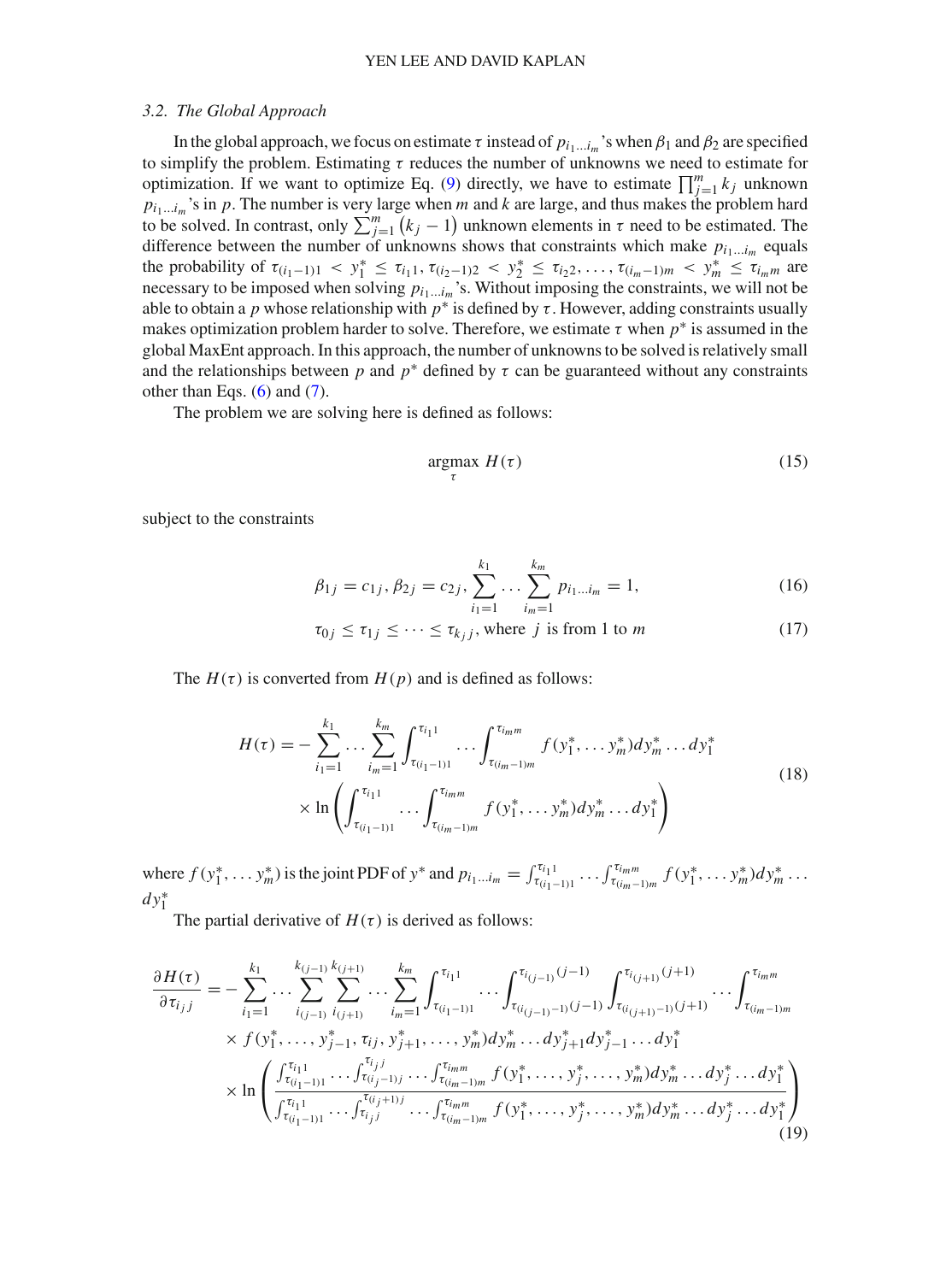### 3.2. The Global Approach

In the global approach, we focus on estimate $\tau$ instead of $p_{i_1 \ldots i_m}$'s when $\beta_1$ and $\beta_2$ are specified to simplify the problem. Estimating $\tau$ reduces the number of unknowns we need to estimate for optimization. If we want to optimize Eq. (9) directly, we have to estimate $\prod_{j=1}^{m} k_j$ unknown $p_{i_1 \ldots i_m}$'s in $p$. The number is very large when $m$ and $k$ are large, and thus makes the problem hard to be solved. In contrast, only $\sum_{j=1}^{m} (k_j - 1)$ unknown elements in $\tau$ need to be estimated. The difference between the number of unknowns shows that constraints which make $p_{i_1 \ldots i_m}$ equals the probability of $\tau_{(i_1-1)1} < y_1^* \leq \tau_{i_1 1}, \tau_{(i_2-1)2} < y_2^* \leq \tau_{i_2 2}, \ldots, \tau_{(i_m-1)m} < y_m^* \leq \tau_{i_m m}$ are necessary to be imposed when solving $p_{i_1 \ldots i_m}$'s. Without imposing the constraints, we will not be able to obtain a $p$ whose relationship with $p^*$ is defined by $\tau$. However, adding constraints usually makes optimization problem harder to solve. Therefore, we estimate $\tau$ when $p^*$ is assumed in the global MaxEnt approach. In this approach, the number of unknowns to be solved is relatively small and the relationships between $p$ and $p^*$ defined by $\tau$ can be guaranteed without any constraints other than Eqs. (6) and (7).

The problem we are solving here is defined as follows:

$$\underset{\tau}{\operatorname{argmax}} \; H(\tau) \tag{15}$$

subject to the constraints

$$\beta_{1j} = c_{1j}, \beta_{2j} = c_{2j}, \sum_{i_1=1}^{k_1} \ldots \sum_{i_m=1}^{k_m} p_{i_1 \ldots i_m} = 1, \tag{16}$$

$$\tau_{0j} \leq \tau_{1j} \leq \cdots \leq \tau_{k_j j}, \text{ where } j \text{ is from 1 to } m \tag{17}$$

The $H(\tau)$ is converted from $H(p)$ and is defined as follows:

$$\begin{aligned} H(\tau) = &- \sum_{i_1=1}^{k_1} \ldots \sum_{i_m=1}^{k_m} \int_{\tau_{(i_1-1)1}}^{\tau_{i_1 1}} \ldots \int_{\tau_{(i_m-1)m}}^{\tau_{i_m m}} f(y_1^*, \ldots y_m^*) dy_m^* \ldots dy_1^* \\ &\times \ln \left( \int_{\tau_{(i_1-1)1}}^{\tau_{i_1 1}} \ldots \int_{\tau_{(i_m-1)m}}^{\tau_{i_m m}} f(y_1^*, \ldots y_m^*) dy_m^* \ldots dy_1^* \right) \end{aligned} \tag{18}$$

where $f(y_1^*, \ldots y_m^*)$ is the joint PDF of $y^*$ and $p_{i_1 \ldots i_m} = \int_{\tau_{(i_1-1)1}}^{\tau_{i_1 1}} \ldots \int_{\tau_{(i_m-1)m}}^{\tau_{i_m m}} f(y_1^*, \ldots y_m^*) dy_m^* \ldots dy_1^*$

The partial derivative of $H(\tau)$ is derived as follows:

$$\begin{aligned} \frac{\partial H(\tau)}{\partial \tau_{i_j j}} = &- \sum_{i_1=1}^{k_1} \ldots \sum_{i_{(j-1)}}^{k_{(j-1)}} \sum_{i_{(j+1)}}^{k_{(j+1)}} \ldots \sum_{i_m=1}^{k_m} \int_{\tau_{(i_1-1)1}}^{\tau_{i_1 1}} \ldots \int_{\tau_{(i_{(j-1)}-1)(j-1)}}^{\tau_{i_{(j-1)}(j-1)}} \int_{\tau_{(i_{(j+1)}-1)(j+1)}}^{\tau_{i_{(j+1)}(j+1)}} \ldots \int_{\tau_{(i_m-1)m}}^{\tau_{i_m m}} \\ &\times f(y_1^*, \ldots, y_{j-1}^*, \tau_{ij}, y_{j+1}^*, \ldots, y_m^*) dy_m^* \ldots dy_{j+1}^* dy_{j-1}^* \ldots dy_1^* \\ &\times \ln \left( \frac{\int_{\tau_{(i_1-1)1}}^{\tau_{i_1 1}} \ldots \int_{\tau_{(i_j-1)j}}^{\tau_{i_j j}} \ldots \int_{\tau_{(i_m-1)m}}^{\tau_{i_m m}} f(y_1^*, \ldots, y_j^*, \ldots, y_m^*) dy_m^* \ldots dy_j^* \ldots dy_1^*}{\int_{\tau_{(i_1-1)1}}^{\tau_{i_1 1}} \ldots \int_{\tau_{i_j j}}^{\tau_{(i_j+1)j}} \ldots \int_{\tau_{(i_m-1)m}}^{\tau_{i_m m}} f(y_1^*, \ldots, y_j^*, \ldots, y_m^*) dy_m^* \ldots dy_j^* \ldots dy_1^*} \right) \end{aligned} \tag{19}$$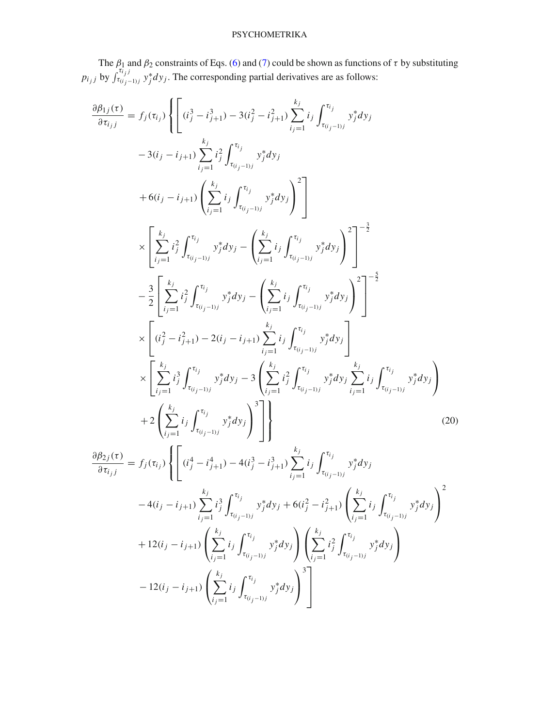The $\beta_1$ and $\beta_2$ constraints of Eqs. (6) and (7) could be shown as functions of $\tau$ by substituting $p_{i_j j}$ by $\int_{\tau_{(i_j-1)j}}^{\tau_{i_j j}} y_j^* dy_j$. The corresponding partial derivatives are as follows:

$$
\begin{aligned}
\frac{\partial \beta_{1j}(\tau)}{\partial \tau_{i_j j}} = f_j(\tau_{i_j}) \Bigg\{ \Bigg[ & (i_j^3 - i_{j+1}^3) - 3(i_j^2 - i_{j+1}^2) \sum_{i_j=1}^{k_j} i_j \int_{\tau_{(i_j-1)j}}^{\tau_{i_j}} y_j^* dy_j \\
& - 3(i_j - i_{j+1}) \sum_{i_j=1}^{k_j} i_j^2 \int_{\tau_{(i_j-1)j}}^{\tau_{i_j}} y_j^* dy_j \\
& + 6(i_j - i_{j+1}) \left( \sum_{i_j=1}^{k_j} i_j \int_{\tau_{(i_j-1)j}}^{\tau_{i_j}} y_j^* dy_j \right)^2 \Bigg] \\
& \times \left[ \sum_{i_j=1}^{k_j} i_j^2 \int_{\tau_{(i_j-1)j}}^{\tau_{i_j}} y_j^* dy_j - \left( \sum_{i_j=1}^{k_j} i_j \int_{\tau_{(i_j-1)j}}^{\tau_{i_j}} y_j^* dy_j \right)^2 \right]^{-\frac{3}{2}} \\
& - \frac{3}{2} \left[ \sum_{i_j=1}^{k_j} i_j^2 \int_{\tau_{(i_j-1)j}}^{\tau_{i_j}} y_j^* dy_j - \left( \sum_{i_j=1}^{k_j} i_j \int_{\tau_{(i_j-1)j}}^{\tau_{i_j}} y_j^* dy_j \right)^2 \right]^{-\frac{5}{2}} \\
& \times \left[ (i_j^2 - i_{j+1}^2) - 2(i_j - i_{j+1}) \sum_{i_j=1}^{k_j} i_j \int_{\tau_{(i_j-1)j}}^{\tau_{i_j}} y_j^* dy_j \right] \\
& \times \Bigg[ \sum_{i_j=1}^{k_j} i_j^3 \int_{\tau_{(i_j-1)j}}^{\tau_{i_j}} y_j^* dy_j - 3 \left( \sum_{i_j=1}^{k_j} i_j^2 \int_{\tau_{(i_j-1)j}}^{\tau_{i_j}} y_j^* dy_j \sum_{i_j=1}^{k_j} i_j \int_{\tau_{(i_j-1)j}}^{\tau_{i_j}} y_j^* dy_j \right) \\
& + 2 \left( \sum_{i_j=1}^{k_j} i_j \int_{\tau_{(i_j-1)j}}^{\tau_{i_j}} y_j^* dy_j \right)^3 \Bigg] \Bigg\}
\end{aligned} \tag{20}
$$

$$
\begin{aligned}
\frac{\partial \beta_{2j}(\tau)}{\partial \tau_{i_j j}} = f_j(\tau_{i_j}) \Bigg\{ \Bigg[ & (i_j^4 - i_{j+1}^4) - 4(i_j^3 - i_{j+1}^3) \sum_{i_j=1}^{k_j} i_j \int_{\tau_{(i_j-1)j}}^{\tau_{i_j}} y_j^* dy_j \\
& - 4(i_j - i_{j+1}) \sum_{i_j=1}^{k_j} i_j^3 \int_{\tau_{(i_j-1)j}}^{\tau_{i_j}} y_j^* dy_j + 6(i_j^2 - i_{j+1}^2) \left( \sum_{i_j=1}^{k_j} i_j \int_{\tau_{(i_j-1)j}}^{\tau_{i_j}} y_j^* dy_j \right)^2 \\
& + 12(i_j - i_{j+1}) \left( \sum_{i_j=1}^{k_j} i_j \int_{\tau_{(i_j-1)j}}^{\tau_{i_j}} y_j^* dy_j \right) \left( \sum_{i_j=1}^{k_j} i_j^2 \int_{\tau_{(i_j-1)j}}^{\tau_{i_j}} y_j^* dy_j \right) \\
& - 12(i_j - i_{j+1}) \left( \sum_{i_j=1}^{k_j} i_j \int_{\tau_{(i_j-1)j}}^{\tau_{i_j}} y_j^* dy_j \right)^3 \Bigg]
\end{aligned}
$$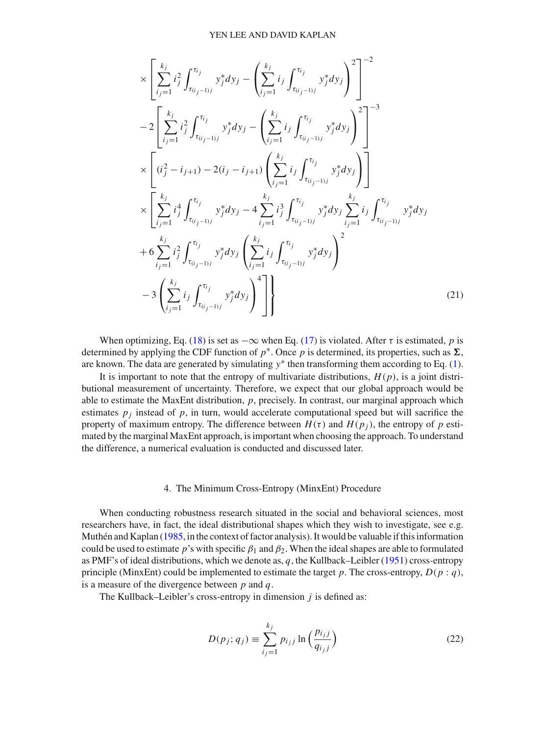$$
\begin{aligned}
&\times \left[ \sum_{i_j=1}^{k_j} i_j^2 \int_{\tau_{(i_j-1)j}}^{\tau_{i_j}} y_j^* dy_j - \left( \sum_{i_j=1}^{k_j} i_j \int_{\tau_{(i_j-1)j}}^{\tau_{i_j}} y_j^* dy_j \right)^2 \right]^{-2} \\
&-2 \left[ \sum_{i_j=1}^{k_j} i_j^2 \int_{\tau_{(i_j-1)j}}^{\tau_{i_j}} y_j^* dy_j - \left( \sum_{i_j=1}^{k_j} i_j \int_{\tau_{(i_j-1)j}}^{\tau_{i_j}} y_j^* dy_j \right)^2 \right]^{-3} \\
&\times \left[ (i_j^2 - i_{j+1}) - 2(i_j - i_{j+1}) \left( \sum_{i_j=1}^{k_j} i_j \int_{\tau_{(i_j-1)j}}^{\tau_{i_j}} y_j^* dy_j \right) \right] \\
&\times \left[ \sum_{i_j=1}^{k_j} i_j^4 \int_{\tau_{(i_j-1)j}}^{\tau_{i_j}} y_j^* dy_j - 4 \sum_{i_j=1}^{k_j} i_j^3 \int_{\tau_{(i_j-1)j}}^{\tau_{i_j}} y_j^* dy_j \sum_{i_j=1}^{k_j} i_j \int_{\tau_{(i_j-1)j}}^{\tau_{i_j}} y_j^* dy_j \right. \\
&+ 6 \sum_{i_j=1}^{k_j} i_j^2 \int_{\tau_{(i_j-1)j}}^{\tau_{i_j}} y_j^* dy_j \left( \sum_{i_j=1}^{k_j} i_j \int_{\tau_{(i_j-1)j}}^{\tau_{i_j}} y_j^* dy_j \right)^2 \\
&\left. \left. - 3 \left( \sum_{i_j=1}^{k_j} i_j \int_{\tau_{(i_j-1)j}}^{\tau_{i_j}} y_j^* dy_j \right)^4 \right] \right\} \qquad (21)
\end{aligned}
$$

When optimizing, Eq. (18) is set as $-\infty$ when Eq. (17) is violated. After $\tau$ is estimated, $p$ is determined by applying the CDF function of $p^*$. Once $p$ is determined, its properties, such as $\mathbf{\Sigma}$, are known. The data are generated by simulating $y^*$ then transforming them according to Eq. (1).

It is important to note that the entropy of multivariate distributions, $H(p)$, is a joint distributional measurement of uncertainty. Therefore, we expect that our global approach would be able to estimate the MaxEnt distribution, $p$, precisely. In contrast, our marginal approach which estimates $p_j$ instead of $p$, in turn, would accelerate computational speed but will sacrifice the property of maximum entropy. The difference between $H(\tau)$ and $H(p_j)$, the entropy of $p$ estimated by the marginal MaxEnt approach, is important when choosing the approach. To understand the difference, a numerical evaluation is conducted and discussed later.

## 4. The Minimum Cross-Entropy (MinxEnt) Procedure

When conducting robustness research situated in the social and behavioral sciences, most researchers have, in fact, the ideal distributional shapes which they wish to investigate, see e.g. Muthén and Kaplan (1985, in the context of factor analysis). It would be valuable if this information could be used to estimate $p$'s with specific $\beta_1$ and $\beta_2$. When the ideal shapes are able to formulated as PMF's of ideal distributions, which we denote as, $q$, the Kullback–Leibler (1951) cross-entropy principle (MinxEnt) could be implemented to estimate the target $p$. The cross-entropy, $D(p : q)$, is a measure of the divergence between $p$ and $q$.

The Kullback–Leibler's cross-entropy in dimension $j$ is defined as:

$$
D(p_j; q_j) \equiv \sum_{i_j=1}^{k_j} p_{i_j j} \ln \left( \frac{p_{i_j j}}{q_{i_j j}} \right) \qquad (22)
$$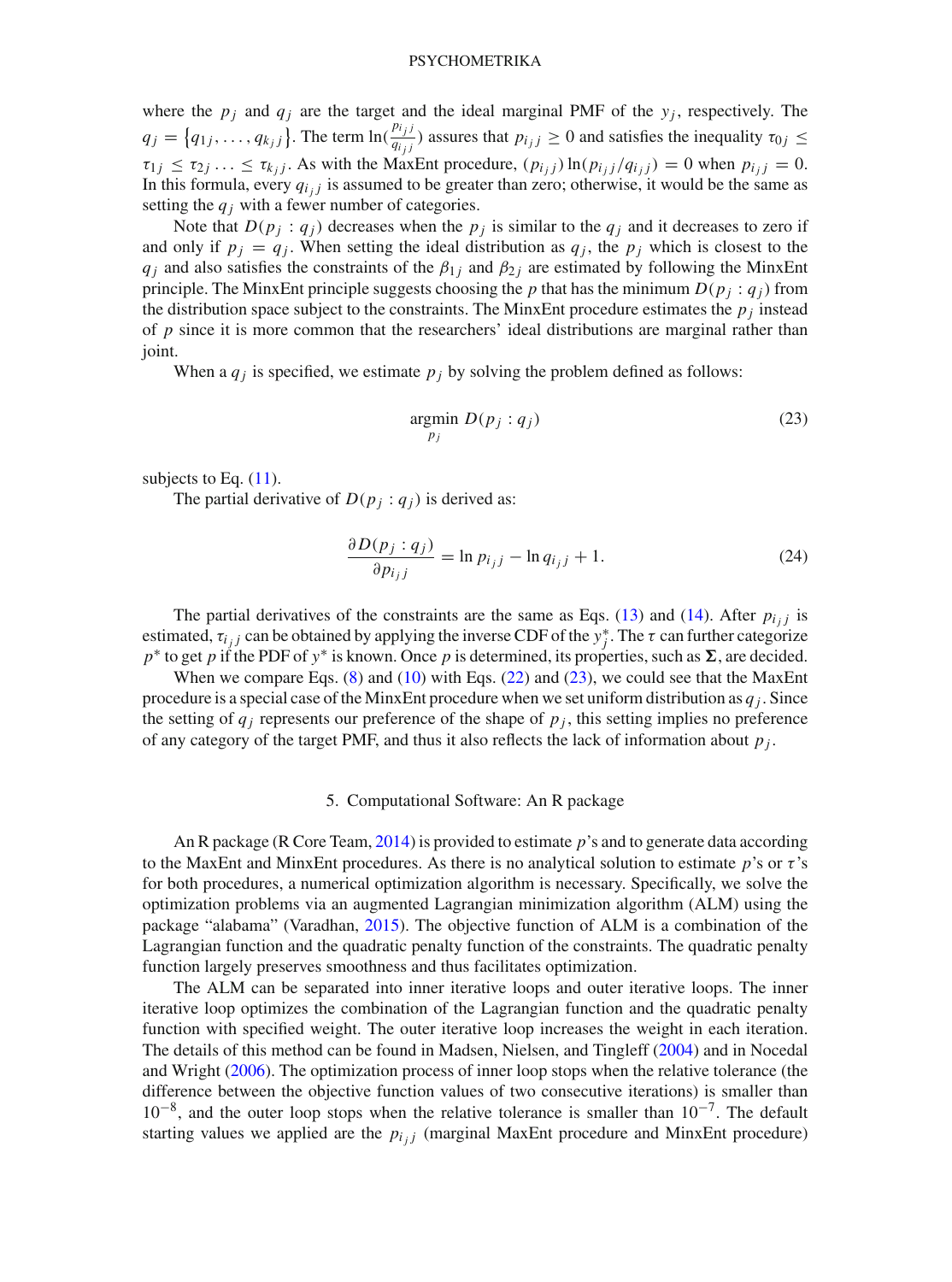where the $p_j$ and $q_j$ are the target and the ideal marginal PMF of the $y_j$, respectively. The $q_j = \{q_{1j}, \ldots, q_{k_j j}\}$. The term $\ln(\frac{p_{i_j j}}{q_{i_j j}})$ assures that $p_{i_j j} \geq 0$ and satisfies the inequality $\tau_{0j} \leq \tau_{1j} \leq \tau_{2j} \ldots \leq \tau_{k_j j}$. As with the MaxEnt procedure, $(p_{i_j j}) \ln(p_{i_j j}/q_{i_j j}) = 0$ when $p_{i_j j} = 0$. In this formula, every $q_{i_j j}$ is assumed to be greater than zero; otherwise, it would be the same as setting the $q_j$ with a fewer number of categories.

Note that $D(p_j : q_j)$ decreases when the $p_j$ is similar to the $q_j$ and it decreases to zero if and only if $p_j = q_j$. When setting the ideal distribution as $q_j$, the $p_j$ which is closest to the $q_j$ and also satisfies the constraints of the $\beta_{1j}$ and $\beta_{2j}$ are estimated by following the MinxEnt principle. The MinxEnt principle suggests choosing the $p$ that has the minimum $D(p_j : q_j)$ from the distribution space subject to the constraints. The MinxEnt procedure estimates the $p_j$ instead of $p$ since it is more common that the researchers' ideal distributions are marginal rather than joint.

When a $q_j$ is specified, we estimate $p_j$ by solving the problem defined as follows:

$$\underset{p_j}{\text{argmin}} \; D(p_j : q_j) \tag{23}$$

subjects to Eq. (11).

The partial derivative of $D(p_j : q_j)$ is derived as:

$$\frac{\partial D(p_j : q_j)}{\partial p_{i_j j}} = \ln p_{i_j j} - \ln q_{i_j j} + 1. \tag{24}$$

The partial derivatives of the constraints are the same as Eqs. (13) and (14). After $p_{i_j j}$ is estimated, $\tau_{i_j j}$ can be obtained by applying the inverse CDF of the $y_j^*$. The $\tau$ can further categorize $p^*$ to get $p$ if the PDF of $y^*$ is known. Once $p$ is determined, its properties, such as $\mathbf{\Sigma}$, are decided.

When we compare Eqs. (8) and (10) with Eqs. (22) and (23), we could see that the MaxEnt procedure is a special case of the MinxEnt procedure when we set uniform distribution as $q_j$. Since the setting of $q_j$ represents our preference of the shape of $p_j$, this setting implies no preference of any category of the target PMF, and thus it also reflects the lack of information about $p_j$.

## 5. Computational Software: An R package

An R package (R Core Team, 2014) is provided to estimate $p$'s and to generate data according to the MaxEnt and MinxEnt procedures. As there is no analytical solution to estimate $p$'s or $\tau$'s for both procedures, a numerical optimization algorithm is necessary. Specifically, we solve the optimization problems via an augmented Lagrangian minimization algorithm (ALM) using the package "alabama" (Varadhan, 2015). The objective function of ALM is a combination of the Lagrangian function and the quadratic penalty function of the constraints. The quadratic penalty function largely preserves smoothness and thus facilitates optimization.

The ALM can be separated into inner iterative loops and outer iterative loops. The inner iterative loop optimizes the combination of the Lagrangian function and the quadratic penalty function with specified weight. The outer iterative loop increases the weight in each iteration. The details of this method can be found in Madsen, Nielsen, and Tingleff (2004) and in Nocedal and Wright (2006). The optimization process of inner loop stops when the relative tolerance (the difference between the objective function values of two consecutive iterations) is smaller than $10^{-8}$, and the outer loop stops when the relative tolerance is smaller than $10^{-7}$. The default starting values we applied are the $p_{i_j j}$ (marginal MaxEnt procedure and MinxEnt procedure)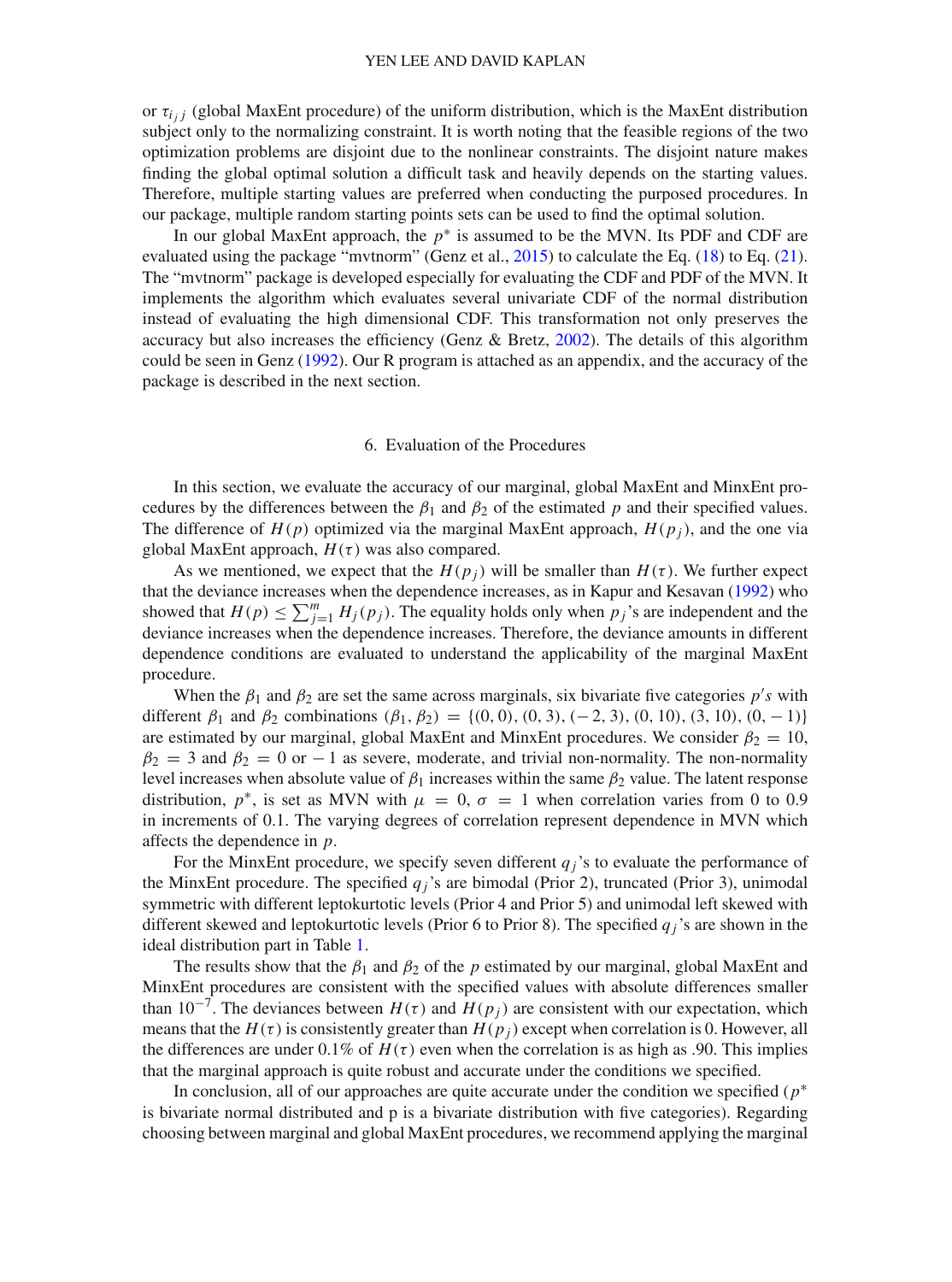or $\tau_{i_j j}$ (global MaxEnt procedure) of the uniform distribution, which is the MaxEnt distribution subject only to the normalizing constraint. It is worth noting that the feasible regions of the two optimization problems are disjoint due to the nonlinear constraints. The disjoint nature makes finding the global optimal solution a difficult task and heavily depends on the starting values. Therefore, multiple starting values are preferred when conducting the purposed procedures. In our package, multiple random starting points sets can be used to find the optimal solution.

In our global MaxEnt approach, the $p^*$ is assumed to be the MVN. Its PDF and CDF are evaluated using the package "mvtnorm" (Genz et al., 2015) to calculate the Eq. (18) to Eq. (21). The "mvtnorm" package is developed especially for evaluating the CDF and PDF of the MVN. It implements the algorithm which evaluates several univariate CDF of the normal distribution instead of evaluating the high dimensional CDF. This transformation not only preserves the accuracy but also increases the efficiency (Genz & Bretz, 2002). The details of this algorithm could be seen in Genz (1992). Our R program is attached as an appendix, and the accuracy of the package is described in the next section.

## 6. Evaluation of the Procedures

In this section, we evaluate the accuracy of our marginal, global MaxEnt and MinxEnt procedures by the differences between the $\beta_1$ and $\beta_2$ of the estimated $p$ and their specified values. The difference of $H(p)$ optimized via the marginal MaxEnt approach, $H(p_j)$, and the one via global MaxEnt approach, $H(\tau)$ was also compared.

As we mentioned, we expect that the $H(p_j)$ will be smaller than $H(\tau)$. We further expect that the deviance increases when the dependence increases, as in Kapur and Kesavan (1992) who showed that $H(p) \leq \sum_{j=1}^{m} H_j(p_j)$. The equality holds only when $p_j$'s are independent and the deviance increases when the dependence increases. Therefore, the deviance amounts in different dependence conditions are evaluated to understand the applicability of the marginal MaxEnt procedure.

When the $\beta_1$ and $\beta_2$ are set the same across marginals, six bivariate five categories $p's$ with different $\beta_1$ and $\beta_2$ combinations $(\beta_1, \beta_2) = \{(0, 0), (0, 3), (-2, 3), (0, 10), (3, 10), (0, -1)\}$ are estimated by our marginal, global MaxEnt and MinxEnt procedures. We consider $\beta_2 = 10$, $\beta_2 = 3$ and $\beta_2 = 0$ or $-1$ as severe, moderate, and trivial non-normality. The non-normality level increases when absolute value of $\beta_1$ increases within the same $\beta_2$ value. The latent response distribution, $p^*$, is set as MVN with $\mu = 0$, $\sigma = 1$ when correlation varies from 0 to 0.9 in increments of 0.1. The varying degrees of correlation represent dependence in MVN which affects the dependence in $p$.

For the MinxEnt procedure, we specify seven different $q_j$'s to evaluate the performance of the MinxEnt procedure. The specified $q_j$'s are bimodal (Prior 2), truncated (Prior 3), unimodal symmetric with different leptokurtotic levels (Prior 4 and Prior 5) and unimodal left skewed with different skewed and leptokurtotic levels (Prior 6 to Prior 8). The specified $q_j$'s are shown in the ideal distribution part in Table 1.

The results show that the $\beta_1$ and $\beta_2$ of the $p$ estimated by our marginal, global MaxEnt and MinxEnt procedures are consistent with the specified values with absolute differences smaller than $10^{-7}$. The deviances between $H(\tau)$ and $H(p_j)$ are consistent with our expectation, which means that the $H(\tau)$ is consistently greater than $H(p_j)$ except when correlation is 0. However, all the differences are under 0.1% of $H(\tau)$ even when the correlation is as high as .90. This implies that the marginal approach is quite robust and accurate under the conditions we specified.

In conclusion, all of our approaches are quite accurate under the condition we specified ($p^*$ is bivariate normal distributed and p is a bivariate distribution with five categories). Regarding choosing between marginal and global MaxEnt procedures, we recommend applying the marginal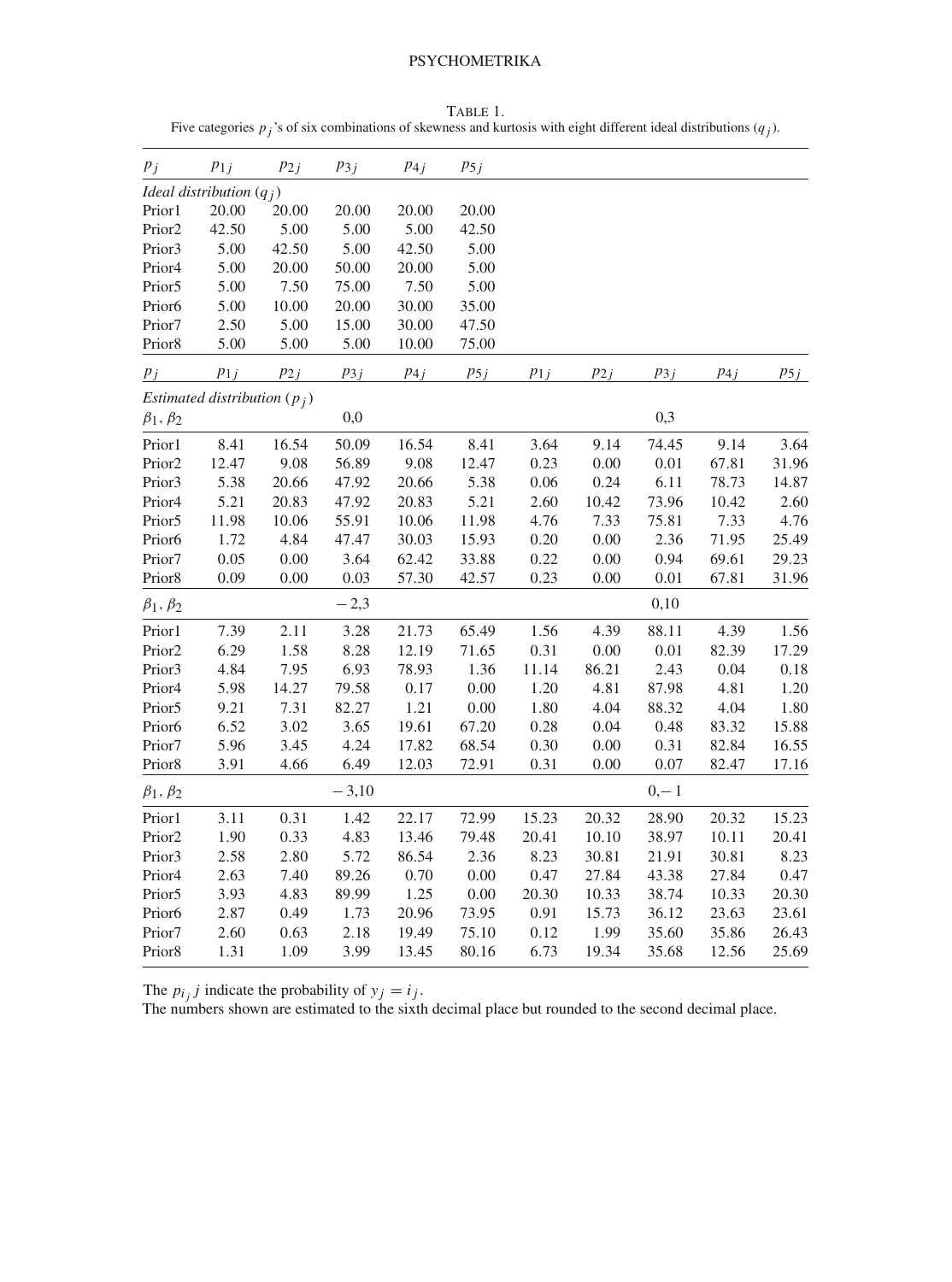TABLE 1.
Five categories $p_j$'s of six combinations of skewness and kurtosis with eight different ideal distributions ($q_j$).

| $p_j$ | $p_{1j}$ | $p_{2j}$ | $p_{3j}$ | $p_{4j}$ | $p_{5j}$ | | | | | |
|---|---|---|---|---|---|---|---|---|---|---|
| *Ideal distribution* ($q_j$) | | | | | | | | | | |
| Prior1 | 20.00 | 20.00 | 20.00 | 20.00 | 20.00 | | | | | |
| Prior2 | 42.50 | 5.00 | 5.00 | 5.00 | 42.50 | | | | | |
| Prior3 | 5.00 | 42.50 | 5.00 | 42.50 | 5.00 | | | | | |
| Prior4 | 5.00 | 20.00 | 50.00 | 20.00 | 5.00 | | | | | |
| Prior5 | 5.00 | 7.50 | 75.00 | 7.50 | 5.00 | | | | | |
| Prior6 | 5.00 | 10.00 | 20.00 | 30.00 | 35.00 | | | | | |
| Prior7 | 2.50 | 5.00 | 15.00 | 30.00 | 47.50 | | | | | |
| Prior8 | 5.00 | 5.00 | 5.00 | 10.00 | 75.00 | | | | | |
| $p_j$ | $p_{1j}$ | $p_{2j}$ | $p_{3j}$ | $p_{4j}$ | $p_{5j}$ | $p_{1j}$ | $p_{2j}$ | $p_{3j}$ | $p_{4j}$ | $p_{5j}$ |
| *Estimated distribution* ($p_j$) | | | | | | | | | | |
| $\beta_1, \beta_2$ | | | 0,0 | | | | | 0,3 | | |
| Prior1 | 8.41 | 16.54 | 50.09 | 16.54 | 8.41 | 3.64 | 9.14 | 74.45 | 9.14 | 3.64 |
| Prior2 | 12.47 | 9.08 | 56.89 | 9.08 | 12.47 | 0.23 | 0.00 | 0.01 | 67.81 | 31.96 |
| Prior3 | 5.38 | 20.66 | 47.92 | 20.66 | 5.38 | 0.06 | 0.24 | 6.11 | 78.73 | 14.87 |
| Prior4 | 5.21 | 20.83 | 47.92 | 20.83 | 5.21 | 2.60 | 10.42 | 73.96 | 10.42 | 2.60 |
| Prior5 | 11.98 | 10.06 | 55.91 | 10.06 | 11.98 | 4.76 | 7.33 | 75.81 | 7.33 | 4.76 |
| Prior6 | 1.72 | 4.84 | 47.47 | 30.03 | 15.93 | 0.20 | 0.00 | 2.36 | 71.95 | 25.49 |
| Prior7 | 0.05 | 0.00 | 3.64 | 62.42 | 33.88 | 0.22 | 0.00 | 0.94 | 69.61 | 29.23 |
| Prior8 | 0.09 | 0.00 | 0.03 | 57.30 | 42.57 | 0.23 | 0.00 | 0.01 | 67.81 | 31.96 |
| $\beta_1, \beta_2$ | | | − 2,3 | | | | | 0,10 | | |
| Prior1 | 7.39 | 2.11 | 3.28 | 21.73 | 65.49 | 1.56 | 4.39 | 88.11 | 4.39 | 1.56 |
| Prior2 | 6.29 | 1.58 | 8.28 | 12.19 | 71.65 | 0.31 | 0.00 | 0.01 | 82.39 | 17.29 |
| Prior3 | 4.84 | 7.95 | 6.93 | 78.93 | 1.36 | 11.14 | 86.21 | 2.43 | 0.04 | 0.18 |
| Prior4 | 5.98 | 14.27 | 79.58 | 0.17 | 0.00 | 1.20 | 4.81 | 87.98 | 4.81 | 1.20 |
| Prior5 | 9.21 | 7.31 | 82.27 | 1.21 | 0.00 | 1.80 | 4.04 | 88.32 | 4.04 | 1.80 |
| Prior6 | 6.52 | 3.02 | 3.65 | 19.61 | 67.20 | 0.28 | 0.04 | 0.48 | 83.32 | 15.88 |
| Prior7 | 5.96 | 3.45 | 4.24 | 17.82 | 68.54 | 0.30 | 0.00 | 0.31 | 82.84 | 16.55 |
| Prior8 | 3.91 | 4.66 | 6.49 | 12.03 | 72.91 | 0.31 | 0.00 | 0.07 | 82.47 | 17.16 |
| $\beta_1, \beta_2$ | | | − 3,10 | | | | | 0,− 1 | | |
| Prior1 | 3.11 | 0.31 | 1.42 | 22.17 | 72.99 | 15.23 | 20.32 | 28.90 | 20.32 | 15.23 |
| Prior2 | 1.90 | 0.33 | 4.83 | 13.46 | 79.48 | 20.41 | 10.10 | 38.97 | 10.11 | 20.41 |
| Prior3 | 2.58 | 2.80 | 5.72 | 86.54 | 2.36 | 8.23 | 30.81 | 21.91 | 30.81 | 8.23 |
| Prior4 | 2.63 | 7.40 | 89.26 | 0.70 | 0.00 | 0.47 | 27.84 | 43.38 | 27.84 | 0.47 |
| Prior5 | 3.93 | 4.83 | 89.99 | 1.25 | 0.00 | 20.30 | 10.33 | 38.74 | 10.33 | 20.30 |
| Prior6 | 2.87 | 0.49 | 1.73 | 20.96 | 73.95 | 0.91 | 15.73 | 36.12 | 23.63 | 23.61 |
| Prior7 | 2.60 | 0.63 | 2.18 | 19.49 | 75.10 | 0.12 | 1.99 | 35.60 | 35.86 | 26.43 |
| Prior8 | 1.31 | 1.09 | 3.99 | 13.45 | 80.16 | 6.73 | 19.34 | 35.68 | 12.56 | 25.69 |

The $p_{i_j} j$ indicate the probability of $y_j = i_j$.
The numbers shown are estimated to the sixth decimal place but rounded to the second decimal place.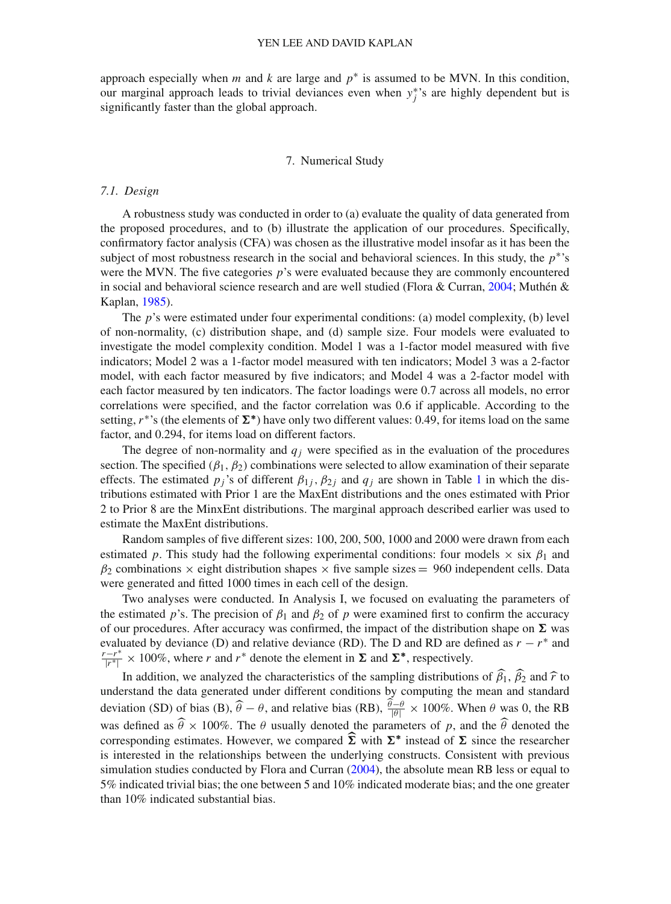approach especially when $m$ and $k$ are large and $p^*$ is assumed to be MVN. In this condition, our marginal approach leads to trivial deviances even when $y_j^*$'s are highly dependent but is significantly faster than the global approach.

## 7. Numerical Study

### *7.1. Design*

A robustness study was conducted in order to (a) evaluate the quality of data generated from the proposed procedures, and to (b) illustrate the application of our procedures. Specifically, confirmatory factor analysis (CFA) was chosen as the illustrative model insofar as it has been the subject of most robustness research in the social and behavioral sciences. In this study, the $p^*$'s were the MVN. The five categories $p$'s were evaluated because they are commonly encountered in social and behavioral science research and are well studied (Flora & Curran, 2004; Muthén & Kaplan, 1985).

The $p$'s were estimated under four experimental conditions: (a) model complexity, (b) level of non-normality, (c) distribution shape, and (d) sample size. Four models were evaluated to investigate the model complexity condition. Model 1 was a 1-factor model measured with five indicators; Model 2 was a 1-factor model measured with ten indicators; Model 3 was a 2-factor model, with each factor measured by five indicators; and Model 4 was a 2-factor model with each factor measured by ten indicators. The factor loadings were 0.7 across all models, no error correlations were specified, and the factor correlation was 0.6 if applicable. According to the setting, $r^*$'s (the elements of $\mathbf{\Sigma^*}$) have only two different values: 0.49, for items load on the same factor, and 0.294, for items load on different factors.

The degree of non-normality and $q_j$ were specified as in the evaluation of the procedures section. The specified $(\beta_1, \beta_2)$ combinations were selected to allow examination of their separate effects. The estimated $p_j$'s of different $\beta_{1j}$, $\beta_{2j}$ and $q_j$ are shown in Table 1 in which the distributions estimated with Prior 1 are the MaxEnt distributions and the ones estimated with Prior 2 to Prior 8 are the MinxEnt distributions. The marginal approach described earlier was used to estimate the MaxEnt distributions.

Random samples of five different sizes: 100, 200, 500, 1000 and 2000 were drawn from each estimated $p$. This study had the following experimental conditions: four models $\times$ six $\beta_1$ and $\beta_2$ combinations $\times$ eight distribution shapes $\times$ five sample sizes $=$ 960 independent cells. Data were generated and fitted 1000 times in each cell of the design.

Two analyses were conducted. In Analysis I, we focused on evaluating the parameters of the estimated $p$'s. The precision of $\beta_1$ and $\beta_2$ of $p$ were examined first to confirm the accuracy of our procedures. After accuracy was confirmed, the impact of the distribution shape on $\mathbf{\Sigma}$ was evaluated by deviance (D) and relative deviance (RD). The D and RD are defined as $r - r^*$ and $\frac{r-r^*}{|r^*|} \times 100\%$, where $r$ and $r^*$ denote the element in $\mathbf{\Sigma}$ and $\mathbf{\Sigma^*}$, respectively.

In addition, we analyzed the characteristics of the sampling distributions of $\widehat{\beta}_1$, $\widehat{\beta}_2$ and $\widehat{r}$ to understand the data generated under different conditions by computing the mean and standard deviation (SD) of bias (B), $\widehat{\theta} - \theta$, and relative bias (RB), $\frac{\widehat{\theta}-\theta}{|\theta|} \times 100\%$. When $\theta$ was 0, the RB was defined as $\widehat{\theta} \times 100\%$. The $\theta$ usually denoted the parameters of $p$, and the $\widehat{\theta}$ denoted the corresponding estimates. However, we compared $\widehat{\mathbf{\Sigma}}$ with $\mathbf{\Sigma^*}$ instead of $\mathbf{\Sigma}$ since the researcher is interested in the relationships between the underlying constructs. Consistent with previous simulation studies conducted by Flora and Curran (2004), the absolute mean RB less or equal to 5% indicated trivial bias; the one between 5 and 10% indicated moderate bias; and the one greater than 10% indicated substantial bias.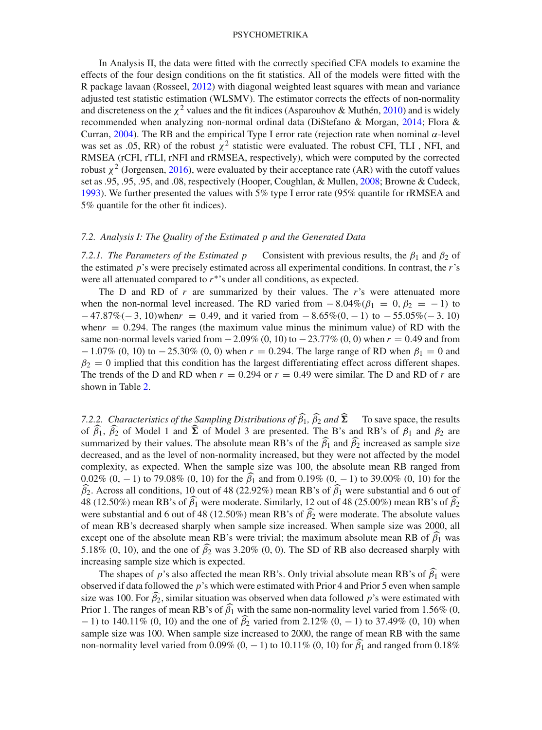In Analysis II, the data were fitted with the correctly specified CFA models to examine the effects of the four design conditions on the fit statistics. All of the models were fitted with the R package lavaan (Rosseel, 2012) with diagonal weighted least squares with mean and variance adjusted test statistic estimation (WLSMV). The estimator corrects the effects of non-normality and discreteness on the $\chi^2$ values and the fit indices (Asparouhov & Muthén, 2010) and is widely recommended when analyzing non-normal ordinal data (DiStefano & Morgan, 2014; Flora & Curran, 2004). The RB and the empirical Type I error rate (rejection rate when nominal $\alpha$-level was set as .05, RR) of the robust $\chi^2$ statistic were evaluated. The robust CFI, TLI , NFI, and RMSEA (rCFI, rTLI, rNFI and rRMSEA, respectively), which were computed by the corrected robust $\chi^2$ (Jorgensen, 2016), were evaluated by their acceptance rate (AR) with the cutoff values set as .95, .95, .95, and .08, respectively (Hooper, Coughlan, & Mullen, 2008; Browne & Cudeck, 1993). We further presented the values with 5% type I error rate (95% quantile for rRMSEA and 5% quantile for the other fit indices).

### 7.2. Analysis I: The Quality of the Estimated *p* and the Generated Data

*7.2.1. The Parameters of the Estimated p* Consistent with previous results, the $\beta_1$ and $\beta_2$ of the estimated $p$'s were precisely estimated across all experimental conditions. In contrast, the $r$'s were all attenuated compared to $r^*$'s under all conditions, as expected.

The D and RD of $r$ are summarized by their values. The $r$'s were attenuated more when the non-normal level increased. The RD varied from $-8.04\%(\beta_1 = 0, \beta_2 = -1)$ to $-47.87\%(-3, 10)$when$r = 0.49$, and it varied from $-8.65\%(0, -1)$ to $-55.05\%(-3, 10)$ when$r = 0.294$. The ranges (the maximum value minus the minimum value) of RD with the same non-normal levels varied from $-2.09\%$ (0, 10) to $-23.77\%$ (0, 0) when $r = 0.49$ and from $-1.07\%$ (0, 10) to $-25.30\%$ (0, 0) when $r = 0.294$. The large range of RD when $\beta_1 = 0$ and $\beta_2 = 0$ implied that this condition has the largest differentiating effect across different shapes. The trends of the D and RD when $r = 0.294$ or $r = 0.49$ were similar. The D and RD of $r$ are shown in Table 2.

*7.2.2. Characteristics of the Sampling Distributions of $\widehat{\beta}_1$, $\widehat{\beta}_2$ and $\widehat{\boldsymbol{\Sigma}}$* To save space, the results of $\widehat{\beta}_1$, $\widehat{\beta}_2$ of Model 1 and $\widehat{\boldsymbol{\Sigma}}$ of Model 3 are presented. The B's and RB's of $\beta_1$ and $\beta_2$ are summarized by their values. The absolute mean RB's of the $\widehat{\beta}_1$ and $\widehat{\beta}_2$ increased as sample size decreased, and as the level of non-normality increased, but they were not affected by the model complexity, as expected. When the sample size was 100, the absolute mean RB ranged from 0.02% (0, $-$ 1) to 79.08% (0, 10) for the $\widehat{\beta}_1$ and from 0.19% (0, $-$ 1) to 39.00% (0, 10) for the $\widehat{\beta}_2$. Across all conditions, 10 out of 48 (22.92%) mean RB's of $\widehat{\beta}_1$ were substantial and 6 out of 48 (12.50%) mean RB's of $\widehat{\beta}_1$ were moderate. Similarly, 12 out of 48 (25.00%) mean RB's of $\widehat{\beta}_2$ were substantial and 6 out of 48 (12.50%) mean RB's of $\widehat{\beta}_2$ were moderate. The absolute values of mean RB's decreased sharply when sample size increased. When sample size was 2000, all except one of the absolute mean RB's were trivial; the maximum absolute mean RB of $\widehat{\beta}_1$ was 5.18% (0, 10), and the one of $\widehat{\beta}_2$ was 3.20% (0, 0). The SD of RB also decreased sharply with increasing sample size which is expected.

The shapes of $p$'s also affected the mean RB's. Only trivial absolute mean RB's of $\widehat{\beta}_1$ were observed if data followed the $p$'s which were estimated with Prior 4 and Prior 5 even when sample size was 100. For $\widehat{\beta}_2$, similar situation was observed when data followed $p$'s were estimated with Prior 1. The ranges of mean RB's of $\widehat{\beta}_1$ with the same non-normality level varied from 1.56% (0, $-$ 1) to 140.11% (0, 10) and the one of $\widehat{\beta}_2$ varied from 2.12% (0, $-$ 1) to 37.49% (0, 10) when sample size was 100. When sample size increased to 2000, the range of mean RB with the same non-normality level varied from 0.09% (0, $-$ 1) to 10.11% (0, 10) for $\widehat{\beta}_1$ and ranged from 0.18%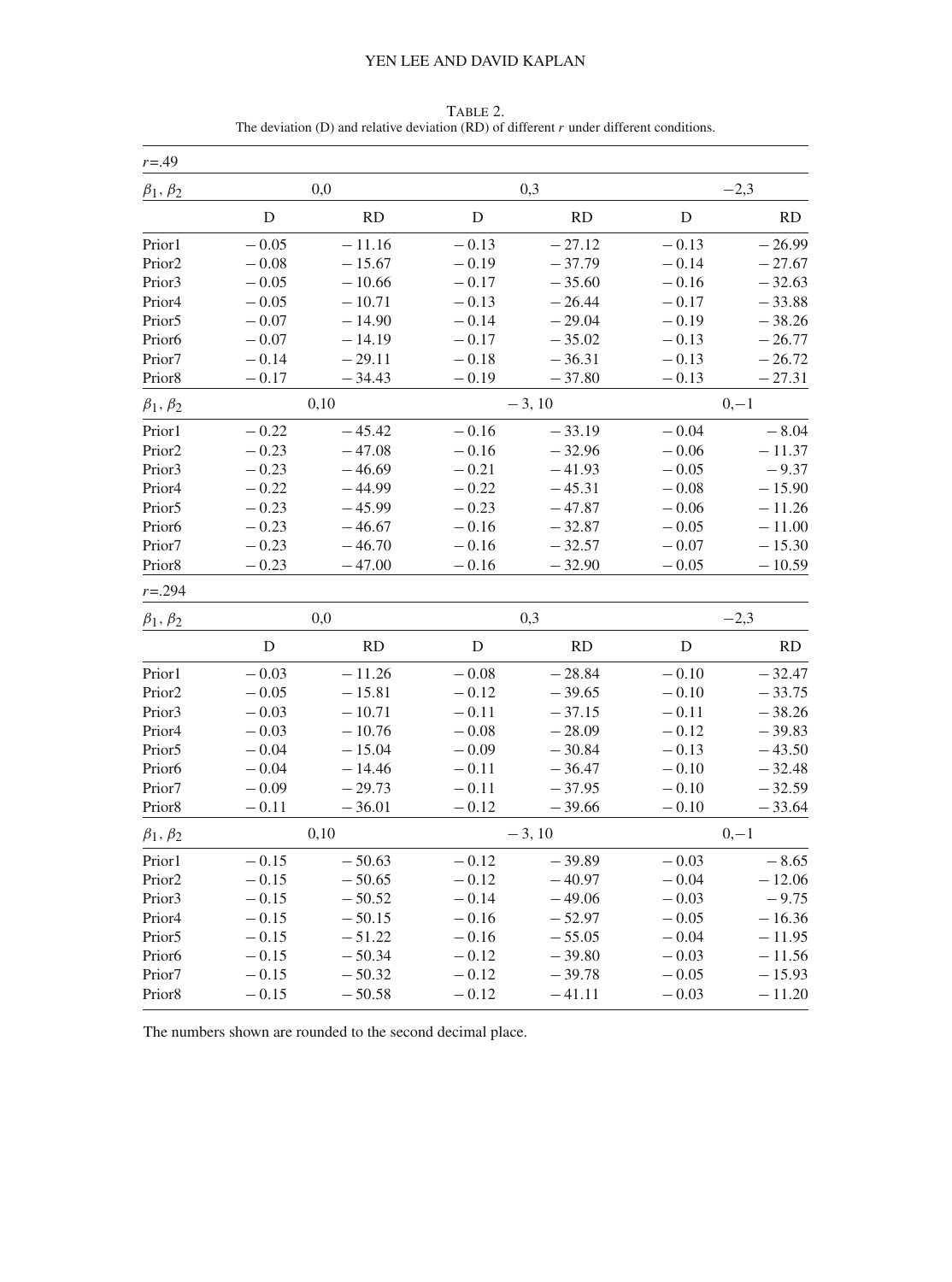TABLE 2.
The deviation (D) and relative deviation (RD) of different $r$ under different conditions.

| $r$=.49 | | | | | | |
|---|---|---|---|---|---|---|
| $\beta_1, \beta_2$ | 0,0 | | 0,3 | | −2,3 | |
| | D | RD | D | RD | D | RD |
| Prior1 | −0.05 | −11.16 | −0.13 | −27.12 | −0.13 | −26.99 |
| Prior2 | −0.08 | −15.67 | −0.19 | −37.79 | −0.14 | −27.67 |
| Prior3 | −0.05 | −10.66 | −0.17 | −35.60 | −0.16 | −32.63 |
| Prior4 | −0.05 | −10.71 | −0.13 | −26.44 | −0.17 | −33.88 |
| Prior5 | −0.07 | −14.90 | −0.14 | −29.04 | −0.19 | −38.26 |
| Prior6 | −0.07 | −14.19 | −0.17 | −35.02 | −0.13 | −26.77 |
| Prior7 | −0.14 | −29.11 | −0.18 | −36.31 | −0.13 | −26.72 |
| Prior8 | −0.17 | −34.43 | −0.19 | −37.80 | −0.13 | −27.31 |
| $\beta_1, \beta_2$ | 0,10 | | −3, 10 | | 0,−1 | |
| Prior1 | −0.22 | −45.42 | −0.16 | −33.19 | −0.04 | −8.04 |
| Prior2 | −0.23 | −47.08 | −0.16 | −32.96 | −0.06 | −11.37 |
| Prior3 | −0.23 | −46.69 | −0.21 | −41.93 | −0.05 | −9.37 |
| Prior4 | −0.22 | −44.99 | −0.22 | −45.31 | −0.08 | −15.90 |
| Prior5 | −0.23 | −45.99 | −0.23 | −47.87 | −0.06 | −11.26 |
| Prior6 | −0.23 | −46.67 | −0.16 | −32.87 | −0.05 | −11.00 |
| Prior7 | −0.23 | −46.70 | −0.16 | −32.57 | −0.07 | −15.30 |
| Prior8 | −0.23 | −47.00 | −0.16 | −32.90 | −0.05 | −10.59 |
| $r$=.294 | | | | | | |
| $\beta_1, \beta_2$ | 0,0 | | 0,3 | | −2,3 | |
| | D | RD | D | RD | D | RD |
| Prior1 | −0.03 | −11.26 | −0.08 | −28.84 | −0.10 | −32.47 |
| Prior2 | −0.05 | −15.81 | −0.12 | −39.65 | −0.10 | −33.75 |
| Prior3 | −0.03 | −10.71 | −0.11 | −37.15 | −0.11 | −38.26 |
| Prior4 | −0.03 | −10.76 | −0.08 | −28.09 | −0.12 | −39.83 |
| Prior5 | −0.04 | −15.04 | −0.09 | −30.84 | −0.13 | −43.50 |
| Prior6 | −0.04 | −14.46 | −0.11 | −36.47 | −0.10 | −32.48 |
| Prior7 | −0.09 | −29.73 | −0.11 | −37.95 | −0.10 | −32.59 |
| Prior8 | −0.11 | −36.01 | −0.12 | −39.66 | −0.10 | −33.64 |
| $\beta_1, \beta_2$ | 0,10 | | −3, 10 | | 0,−1 | |
| Prior1 | −0.15 | −50.63 | −0.12 | −39.89 | −0.03 | −8.65 |
| Prior2 | −0.15 | −50.65 | −0.12 | −40.97 | −0.04 | −12.06 |
| Prior3 | −0.15 | −50.52 | −0.14 | −49.06 | −0.03 | −9.75 |
| Prior4 | −0.15 | −50.15 | −0.16 | −52.97 | −0.05 | −16.36 |
| Prior5 | −0.15 | −51.22 | −0.16 | −55.05 | −0.04 | −11.95 |
| Prior6 | −0.15 | −50.34 | −0.12 | −39.80 | −0.03 | −11.56 |
| Prior7 | −0.15 | −50.32 | −0.12 | −39.78 | −0.05 | −15.93 |
| Prior8 | −0.15 | −50.58 | −0.12 | −41.11 | −0.03 | −11.20 |

The numbers shown are rounded to the second decimal place.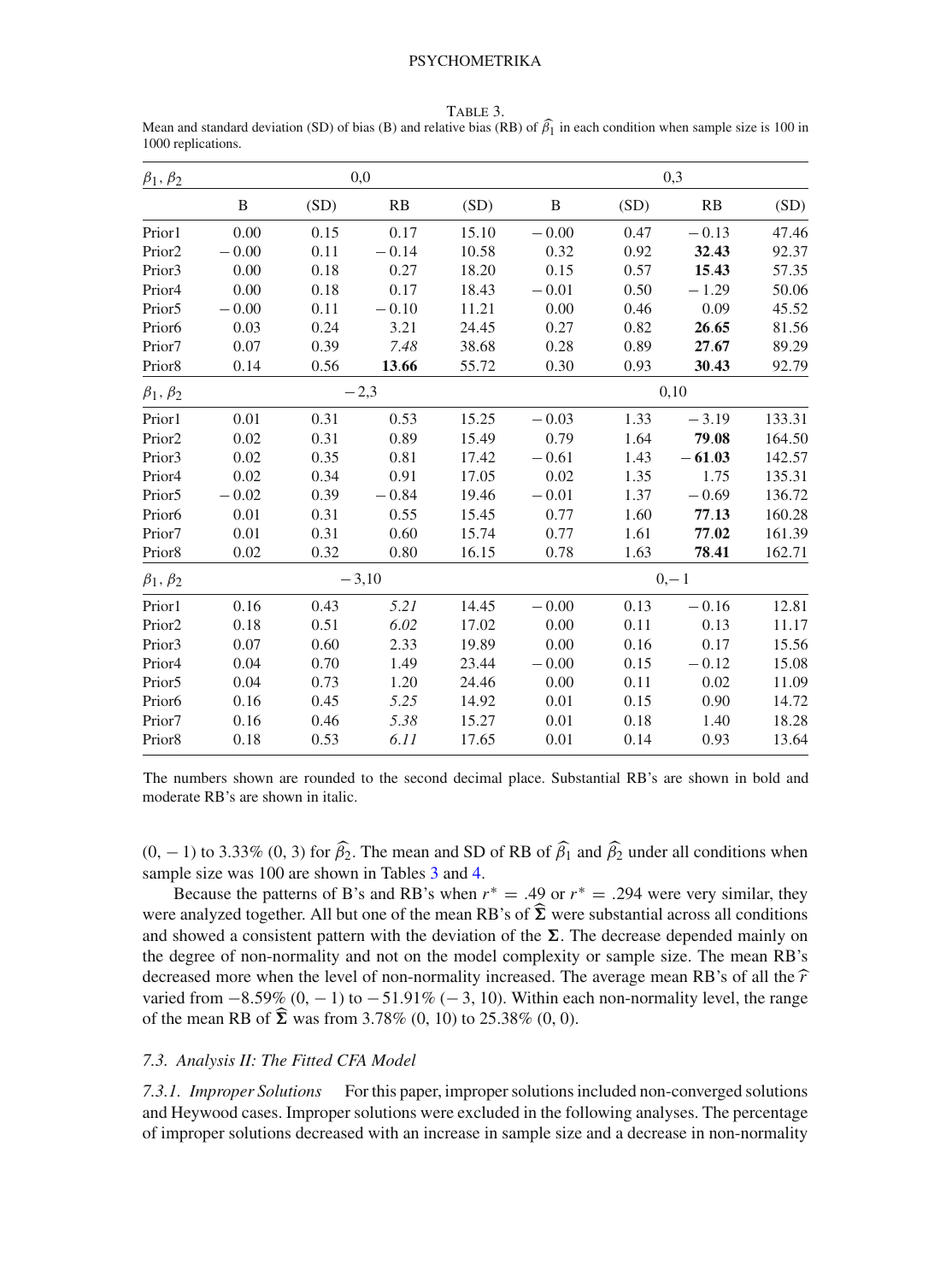TABLE 3.
Mean and standard deviation (SD) of bias (B) and relative bias (RB) of $\widehat{\beta}_1$ in each condition when sample size is 100 in 1000 replications.

| $\beta_1, \beta_2$ | 0,0 | | | | 0,3 | | | |
|---|---|---|---|---|---|---|---|---|
| | B | (SD) | RB | (SD) | B | (SD) | RB | (SD) |
| Prior1 | 0.00 | 0.15 | 0.17 | 15.10 | − 0.00 | 0.47 | − 0.13 | 47.46 |
| Prior2 | − 0.00 | 0.11 | − 0.14 | 10.58 | 0.32 | 0.92 | **32.43** | 92.37 |
| Prior3 | 0.00 | 0.18 | 0.27 | 18.20 | 0.15 | 0.57 | **15.43** | 57.35 |
| Prior4 | 0.00 | 0.18 | 0.17 | 18.43 | − 0.01 | 0.50 | − 1.29 | 50.06 |
| Prior5 | − 0.00 | 0.11 | − 0.10 | 11.21 | 0.00 | 0.46 | 0.09 | 45.52 |
| Prior6 | 0.03 | 0.24 | 3.21 | 24.45 | 0.27 | 0.82 | **26.65** | 81.56 |
| Prior7 | 0.07 | 0.39 | *7.48* | 38.68 | 0.28 | 0.89 | **27.67** | 89.29 |
| Prior8 | 0.14 | 0.56 | **13.66** | 55.72 | 0.30 | 0.93 | **30.43** | 92.79 |
| $\beta_1, \beta_2$ | − 2,3 | | | | 0,10 | | | |
| Prior1 | 0.01 | 0.31 | 0.53 | 15.25 | − 0.03 | 1.33 | − 3.19 | 133.31 |
| Prior2 | 0.02 | 0.31 | 0.89 | 15.49 | 0.79 | 1.64 | **79.08** | 164.50 |
| Prior3 | 0.02 | 0.35 | 0.81 | 17.42 | − 0.61 | 1.43 | **− 61.03** | 142.57 |
| Prior4 | 0.02 | 0.34 | 0.91 | 17.05 | 0.02 | 1.35 | 1.75 | 135.31 |
| Prior5 | − 0.02 | 0.39 | − 0.84 | 19.46 | − 0.01 | 1.37 | − 0.69 | 136.72 |
| Prior6 | 0.01 | 0.31 | 0.55 | 15.45 | 0.77 | 1.60 | **77.13** | 160.28 |
| Prior7 | 0.01 | 0.31 | 0.60 | 15.74 | 0.77 | 1.61 | **77.02** | 161.39 |
| Prior8 | 0.02 | 0.32 | 0.80 | 16.15 | 0.78 | 1.63 | **78.41** | 162.71 |
| $\beta_1, \beta_2$ | − 3,10 | | | | 0,− 1 | | | |
| Prior1 | 0.16 | 0.43 | *5.21* | 14.45 | − 0.00 | 0.13 | − 0.16 | 12.81 |
| Prior2 | 0.18 | 0.51 | *6.02* | 17.02 | 0.00 | 0.11 | 0.13 | 11.17 |
| Prior3 | 0.07 | 0.60 | 2.33 | 19.89 | 0.00 | 0.16 | 0.17 | 15.56 |
| Prior4 | 0.04 | 0.70 | 1.49 | 23.44 | − 0.00 | 0.15 | − 0.12 | 15.08 |
| Prior5 | 0.04 | 0.73 | 1.20 | 24.46 | 0.00 | 0.11 | 0.02 | 11.09 |
| Prior6 | 0.16 | 0.45 | *5.25* | 14.92 | 0.01 | 0.15 | 0.90 | 14.72 |
| Prior7 | 0.16 | 0.46 | *5.38* | 15.27 | 0.01 | 0.18 | 1.40 | 18.28 |
| Prior8 | 0.18 | 0.53 | *6.11* | 17.65 | 0.01 | 0.14 | 0.93 | 13.64 |

The numbers shown are rounded to the second decimal place. Substantial RB's are shown in bold and moderate RB's are shown in italic.

(0, − 1) to 3.33% (0, 3) for $\widehat{\beta}_2$. The mean and SD of RB of $\widehat{\beta}_1$ and $\widehat{\beta}_2$ under all conditions when sample size was 100 are shown in Tables 3 and 4.

Because the patterns of B's and RB's when $r^* = .49$ or $r^* = .294$ were very similar, they were analyzed together. All but one of the mean RB's of $\widehat{\mathbf{\Sigma}}$ were substantial across all conditions and showed a consistent pattern with the deviation of the $\mathbf{\Sigma}$. The decrease depended mainly on the degree of non-normality and not on the model complexity or sample size. The mean RB's decreased more when the level of non-normality increased. The average mean RB's of all the $\widehat{r}$ varied from −8.59% (0, − 1) to − 51.91% (− 3, 10). Within each non-normality level, the range of the mean RB of $\widehat{\mathbf{\Sigma}}$ was from 3.78% (0, 10) to 25.38% (0, 0).

### 7.3. Analysis II: The Fitted CFA Model

*7.3.1. Improper Solutions* For this paper, improper solutions included non-converged solutions and Heywood cases. Improper solutions were excluded in the following analyses. The percentage of improper solutions decreased with an increase in sample size and a decrease in non-normality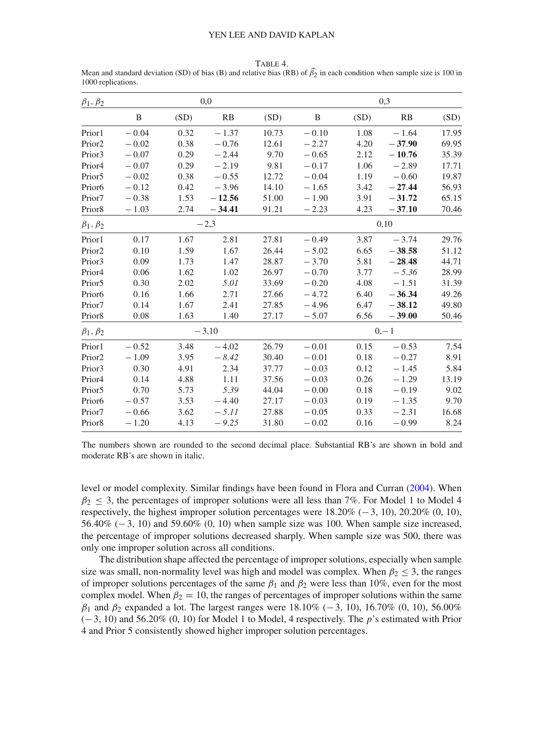TABLE 4.
Mean and standard deviation (SD) of bias (B) and relative bias (RB) of $\widehat{\beta_2}$ in each condition when sample size is 100 in 1000 replications.

| $\beta_1, \beta_2$ | 0,0 | | | | 0,3 | | | |
|---|---|---|---|---|---|---|---|---|
| | B | (SD) | RB | (SD) | B | (SD) | RB | (SD) |
| Prior1 | −0.04 | 0.32 | −1.37 | 10.73 | −0.10 | 1.08 | −1.64 | 17.95 |
| Prior2 | −0.02 | 0.38 | −0.76 | 12.61 | −2.27 | 4.20 | **−37.90** | 69.95 |
| Prior3 | −0.07 | 0.29 | −2.44 | 9.70 | −0.65 | 2.12 | **−10.76** | 35.39 |
| Prior4 | −0.07 | 0.29 | −2.19 | 9.81 | −0.17 | 1.06 | −2.89 | 17.71 |
| Prior5 | −0.02 | 0.38 | −0.55 | 12.72 | −0.04 | 1.19 | −0.60 | 19.87 |
| Prior6 | −0.12 | 0.42 | −3.96 | 14.10 | −1.65 | 3.42 | **−27.44** | 56.93 |
| Prior7 | −0.38 | 1.53 | **−12.56** | 51.00 | −1.90 | 3.91 | **−31.72** | 65.15 |
| Prior8 | −1.03 | 2.74 | **−34.41** | 91.21 | −2.23 | 4.23 | **−37.10** | 70.46 |
| $\beta_1, \beta_2$ | −2,3 | | | | 0,10 | | | |
| Prior1 | 0.17 | 1.67 | 2.81 | 27.81 | −0.49 | 3.87 | −3.74 | 29.76 |
| Prior2 | 0.10 | 1.59 | 1.67 | 26.44 | −5.02 | 6.65 | **−38.58** | 51.12 |
| Prior3 | 0.09 | 1.73 | 1.47 | 28.87 | −3.70 | 5.81 | **−28.48** | 44.71 |
| Prior4 | 0.06 | 1.62 | 1.02 | 26.97 | −0.70 | 3.77 | *−5.36* | 28.99 |
| Prior5 | 0.30 | 2.02 | *5.01* | 33.69 | −0.20 | 4.08 | −1.51 | 31.39 |
| Prior6 | 0.16 | 1.66 | 2.71 | 27.66 | −4.72 | 6.40 | **−36.34** | 49.26 |
| Prior7 | 0.14 | 1.67 | 2.41 | 27.85 | −4.96 | 6.47 | **−38.12** | 49.80 |
| Prior8 | 0.08 | 1.63 | 1.40 | 27.17 | −5.07 | 6.56 | **−39.00** | 50.46 |
| $\beta_1, \beta_2$ | −3,10 | | | | 0,−1 | | | |
| Prior1 | −0.52 | 3.48 | −4.02 | 26.79 | −0.01 | 0.15 | −0.53 | 7.54 |
| Prior2 | −1.09 | 3.95 | *−8.42* | 30.40 | −0.01 | 0.18 | −0.27 | 8.91 |
| Prior3 | 0.30 | 4.91 | 2.34 | 37.77 | −0.03 | 0.12 | −1.45 | 5.84 |
| Prior4 | 0.14 | 4.88 | 1.11 | 37.56 | −0.03 | 0.26 | −1.29 | 13.19 |
| Prior5 | 0.70 | 5.73 | *5.39* | 44.04 | −0.00 | 0.18 | −0.19 | 9.02 |
| Prior6 | −0.57 | 3.53 | −4.40 | 27.17 | −0.03 | 0.19 | −1.35 | 9.70 |
| Prior7 | −0.66 | 3.62 | *−5.11* | 27.88 | −0.05 | 0.33 | −2.31 | 16.68 |
| Prior8 | −1.20 | 4.13 | *−9.25* | 31.80 | −0.02 | 0.16 | −0.99 | 8.24 |

The numbers shown are rounded to the second decimal place. Substantial RB's are shown in bold and moderate RB's are shown in italic.

level or model complexity. Similar findings have been found in Flora and Curran (2004). When $\beta_2 \leq 3$, the percentages of improper solutions were all less than 7%. For Model 1 to Model 4 respectively, the highest improper solution percentages were 18.20% (−3, 10), 20.20% (0, 10), 56.40% (−3, 10) and 59.60% (0, 10) when sample size was 100. When sample size increased, the percentage of improper solutions decreased sharply. When sample size was 500, there was only one improper solution across all conditions.

The distribution shape affected the percentage of improper solutions, especially when sample size was small, non-normality level was high and model was complex. When $\beta_2 \leq 3$, the ranges of improper solutions percentages of the same $\beta_1$ and $\beta_2$ were less than 10%, even for the most complex model. When $\beta_2 = 10$, the ranges of percentages of improper solutions within the same $\beta_1$ and $\beta_2$ expanded a lot. The largest ranges were 18.10% (−3, 10), 16.70% (0, 10), 56.00% (−3, 10) and 56.20% (0, 10) for Model 1 to Model, 4 respectively. The $p$'s estimated with Prior 4 and Prior 5 consistently showed higher improper solution percentages.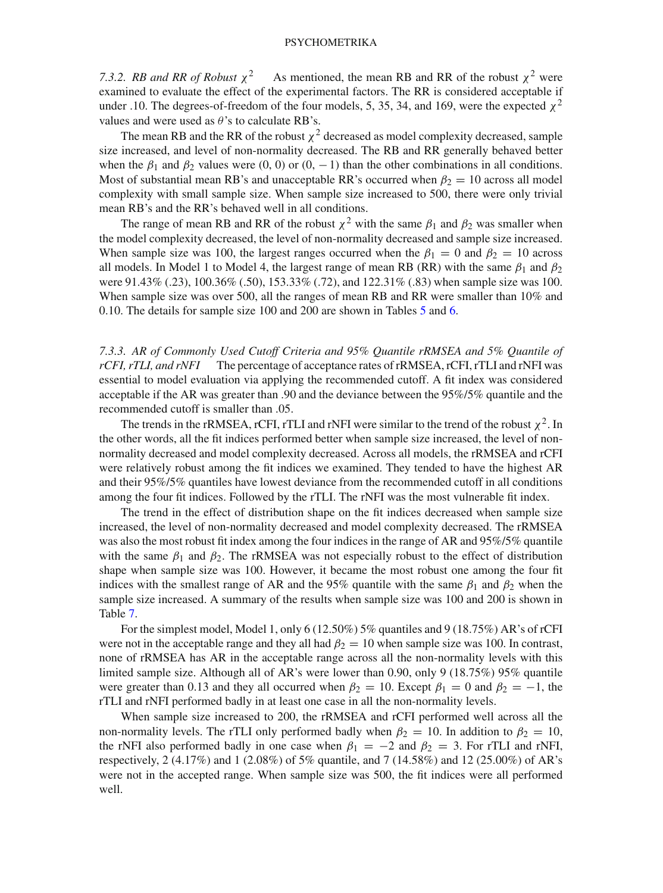*7.3.2. RB and RR of Robust $\chi^2$* As mentioned, the mean RB and RR of the robust $\chi^2$ were examined to evaluate the effect of the experimental factors. The RR is considered acceptable if under .10. The degrees-of-freedom of the four models, 5, 35, 34, and 169, were the expected $\chi^2$ values and were used as $\theta$'s to calculate RB's.

The mean RB and the RR of the robust $\chi^2$ decreased as model complexity decreased, sample size increased, and level of non-normality decreased. The RB and RR generally behaved better when the $\beta_1$ and $\beta_2$ values were (0, 0) or (0, −1) than the other combinations in all conditions. Most of substantial mean RB's and unacceptable RR's occurred when $\beta_2 = 10$ across all model complexity with small sample size. When sample size increased to 500, there were only trivial mean RB's and the RR's behaved well in all conditions.

The range of mean RB and RR of the robust $\chi^2$ with the same $\beta_1$ and $\beta_2$ was smaller when the model complexity decreased, the level of non-normality decreased and sample size increased. When sample size was 100, the largest ranges occurred when the $\beta_1 = 0$ and $\beta_2 = 10$ across all models. In Model 1 to Model 4, the largest range of mean RB (RR) with the same $\beta_1$ and $\beta_2$ were 91.43% (.23), 100.36% (.50), 153.33% (.72), and 122.31% (.83) when sample size was 100. When sample size was over 500, all the ranges of mean RB and RR were smaller than 10% and 0.10. The details for sample size 100 and 200 are shown in Tables 5 and 6.

*7.3.3. AR of Commonly Used Cutoff Criteria and 95% Quantile rRMSEA and 5% Quantile of rCFI, rTLI, and rNFI* The percentage of acceptance rates of rRMSEA, rCFI, rTLI and rNFI was essential to model evaluation via applying the recommended cutoff. A fit index was considered acceptable if the AR was greater than .90 and the deviance between the 95%/5% quantile and the recommended cutoff is smaller than .05.

The trends in the rRMSEA, rCFI, rTLI and rNFI were similar to the trend of the robust $\chi^2$. In the other words, all the fit indices performed better when sample size increased, the level of non-normality decreased and model complexity decreased. Across all models, the rRMSEA and rCFI were relatively robust among the fit indices we examined. They tended to have the highest AR and their 95%/5% quantiles have lowest deviance from the recommended cutoff in all conditions among the four fit indices. Followed by the rTLI. The rNFI was the most vulnerable fit index.

The trend in the effect of distribution shape on the fit indices decreased when sample size increased, the level of non-normality decreased and model complexity decreased. The rRMSEA was also the most robust fit index among the four indices in the range of AR and 95%/5% quantile with the same $\beta_1$ and $\beta_2$. The rRMSEA was not especially robust to the effect of distribution shape when sample size was 100. However, it became the most robust one among the four fit indices with the smallest range of AR and the 95% quantile with the same $\beta_1$ and $\beta_2$ when the sample size increased. A summary of the results when sample size was 100 and 200 is shown in Table 7.

For the simplest model, Model 1, only 6 (12.50%) 5% quantiles and 9 (18.75%) AR's of rCFI were not in the acceptable range and they all had $\beta_2 = 10$ when sample size was 100. In contrast, none of rRMSEA has AR in the acceptable range across all the non-normality levels with this limited sample size. Although all of AR's were lower than 0.90, only 9 (18.75%) 95% quantile were greater than 0.13 and they all occurred when $\beta_2 = 10$. Except $\beta_1 = 0$ and $\beta_2 = -1$, the rTLI and rNFI performed badly in at least one case in all the non-normality levels.

When sample size increased to 200, the rRMSEA and rCFI performed well across all the non-normality levels. The rTLI only performed badly when $\beta_2 = 10$. In addition to $\beta_2 = 10$, the rNFI also performed badly in one case when $\beta_1 = -2$ and $\beta_2 = 3$. For rTLI and rNFI, respectively, 2 (4.17%) and 1 (2.08%) of 5% quantile, and 7 (14.58%) and 12 (25.00%) of AR's were not in the accepted range. When sample size was 500, the fit indices were all performed well.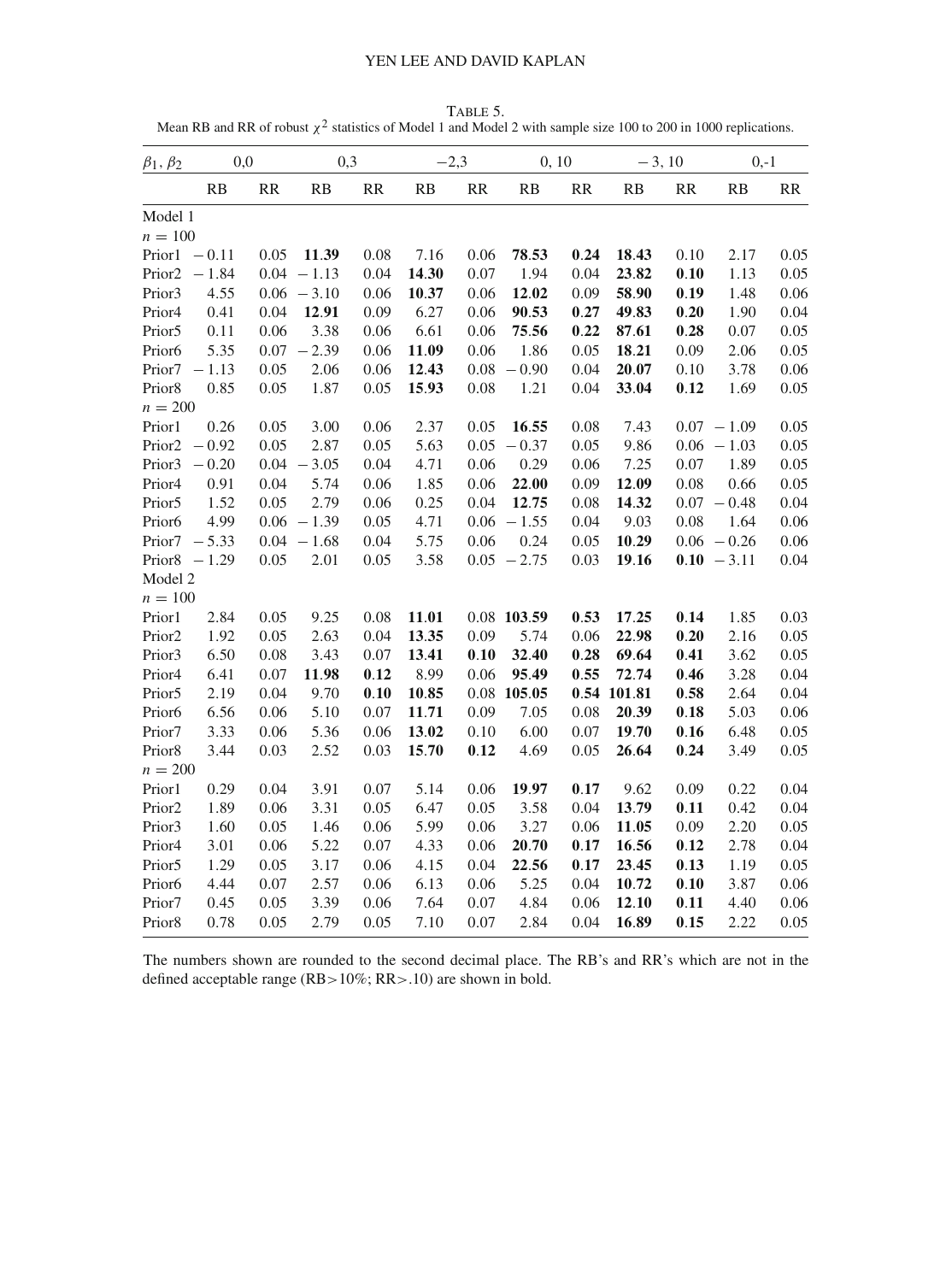TABLE 5.
Mean RB and RR of robust $\chi^2$ statistics of Model 1 and Model 2 with sample size 100 to 200 in 1000 replications.

| $\beta_1, \beta_2$ | 0,0 | | 0,3 | | −2,3 | | 0, 10 | | −3, 10 | | 0,-1 | |
|---|---|---|---|---|---|---|---|---|---|---|---|---|
| | RB | RR | RB | RR | RB | RR | RB | RR | RB | RR | RB | RR |
| Model 1 | | | | | | | | | | | | |
| $n = 100$ | | | | | | | | | | | | |
| Prior1 | −0.11 | 0.05 | **11.39** | 0.08 | 7.16 | 0.06 | **78.53** | **0.24** | **18.43** | 0.10 | 2.17 | 0.05 |
| Prior2 | −1.84 | 0.04 | −1.13 | 0.04 | **14.30** | 0.07 | 1.94 | 0.04 | **23.82** | **0.10** | 1.13 | 0.05 |
| Prior3 | 4.55 | 0.06 | −3.10 | 0.06 | **10.37** | 0.06 | **12.02** | 0.09 | **58.90** | **0.19** | 1.48 | 0.06 |
| Prior4 | 0.41 | 0.04 | **12.91** | 0.09 | 6.27 | 0.06 | **90.53** | **0.27** | **49.83** | **0.20** | 1.90 | 0.04 |
| Prior5 | 0.11 | 0.06 | 3.38 | 0.06 | 6.61 | 0.06 | **75.56** | **0.22** | **87.61** | **0.28** | 0.07 | 0.05 |
| Prior6 | 5.35 | 0.07 | −2.39 | 0.06 | **11.09** | 0.06 | 1.86 | 0.05 | **18.21** | 0.09 | 2.06 | 0.05 |
| Prior7 | −1.13 | 0.05 | 2.06 | 0.06 | **12.43** | 0.08 | −0.90 | 0.04 | **20.07** | 0.10 | 3.78 | 0.06 |
| Prior8 | 0.85 | 0.05 | 1.87 | 0.05 | **15.93** | 0.08 | 1.21 | 0.04 | **33.04** | **0.12** | 1.69 | 0.05 |
| $n = 200$ | | | | | | | | | | | | |
| Prior1 | 0.26 | 0.05 | 3.00 | 0.06 | 2.37 | 0.05 | **16.55** | 0.08 | 7.43 | 0.07 | −1.09 | 0.05 |
| Prior2 | −0.92 | 0.05 | 2.87 | 0.05 | 5.63 | 0.05 | −0.37 | 0.05 | 9.86 | 0.06 | −1.03 | 0.05 |
| Prior3 | −0.20 | 0.04 | −3.05 | 0.04 | 4.71 | 0.06 | 0.29 | 0.06 | 7.25 | 0.07 | 1.89 | 0.05 |
| Prior4 | 0.91 | 0.04 | 5.74 | 0.06 | 1.85 | 0.06 | **22.00** | 0.09 | **12.09** | 0.08 | 0.66 | 0.05 |
| Prior5 | 1.52 | 0.05 | 2.79 | 0.06 | 0.25 | 0.04 | **12.75** | 0.08 | **14.32** | 0.07 | −0.48 | 0.04 |
| Prior6 | 4.99 | 0.06 | −1.39 | 0.05 | 4.71 | 0.06 | −1.55 | 0.04 | 9.03 | 0.08 | 1.64 | 0.06 |
| Prior7 | −5.33 | 0.04 | −1.68 | 0.04 | 5.75 | 0.06 | 0.24 | 0.05 | **10.29** | 0.06 | −0.26 | 0.06 |
| Prior8 | −1.29 | 0.05 | 2.01 | 0.05 | 3.58 | 0.05 | −2.75 | 0.03 | **19.16** | **0.10** | −3.11 | 0.04 |
| Model 2 | | | | | | | | | | | | |
| $n = 100$ | | | | | | | | | | | | |
| Prior1 | 2.84 | 0.05 | 9.25 | 0.08 | **11.01** | 0.08 | **103.59** | **0.53** | **17.25** | **0.14** | 1.85 | 0.03 |
| Prior2 | 1.92 | 0.05 | 2.63 | 0.04 | **13.35** | 0.09 | 5.74 | 0.06 | **22.98** | **0.20** | 2.16 | 0.05 |
| Prior3 | 6.50 | 0.08 | 3.43 | 0.07 | **13.41** | **0.10** | **32.40** | **0.28** | **69.64** | **0.41** | 3.62 | 0.05 |
| Prior4 | 6.41 | 0.07 | **11.98** | **0.12** | 8.99 | 0.06 | **95.49** | **0.55** | **72.74** | **0.46** | 3.28 | 0.04 |
| Prior5 | 2.19 | 0.04 | 9.70 | **0.10** | **10.85** | 0.08 | **105.05** | **0.54** | **101.81** | **0.58** | 2.64 | 0.04 |
| Prior6 | 6.56 | 0.06 | 5.10 | 0.07 | **11.71** | 0.09 | 7.05 | 0.08 | **20.39** | **0.18** | 5.03 | 0.06 |
| Prior7 | 3.33 | 0.06 | 5.36 | 0.06 | **13.02** | 0.10 | 6.00 | 0.07 | **19.70** | **0.16** | 6.48 | 0.05 |
| Prior8 | 3.44 | 0.03 | 2.52 | 0.03 | **15.70** | **0.12** | 4.69 | 0.05 | **26.64** | **0.24** | 3.49 | 0.05 |
| $n = 200$ | | | | | | | | | | | | |
| Prior1 | 0.29 | 0.04 | 3.91 | 0.07 | 5.14 | 0.06 | **19.97** | **0.17** | 9.62 | 0.09 | 0.22 | 0.04 |
| Prior2 | 1.89 | 0.06 | 3.31 | 0.05 | 6.47 | 0.05 | 3.58 | 0.04 | **13.79** | **0.11** | 0.42 | 0.04 |
| Prior3 | 1.60 | 0.05 | 1.46 | 0.06 | 5.99 | 0.06 | 3.27 | 0.06 | **11.05** | 0.09 | 2.20 | 0.05 |
| Prior4 | 3.01 | 0.06 | 5.22 | 0.07 | 4.33 | 0.06 | **20.70** | **0.17** | **16.56** | **0.12** | 2.78 | 0.04 |
| Prior5 | 1.29 | 0.05 | 3.17 | 0.06 | 4.15 | 0.04 | **22.56** | **0.17** | **23.45** | **0.13** | 1.19 | 0.05 |
| Prior6 | 4.44 | 0.07 | 2.57 | 0.06 | 6.13 | 0.06 | 5.25 | 0.04 | **10.72** | **0.10** | 3.87 | 0.06 |
| Prior7 | 0.45 | 0.05 | 3.39 | 0.06 | 7.64 | 0.07 | 4.84 | 0.06 | **12.10** | **0.11** | 4.40 | 0.06 |
| Prior8 | 0.78 | 0.05 | 2.79 | 0.05 | 7.10 | 0.07 | 2.84 | 0.04 | **16.89** | **0.15** | 2.22 | 0.05 |

The numbers shown are rounded to the second decimal place. The RB's and RR's which are not in the defined acceptable range (RB>10%; RR>.10) are shown in bold.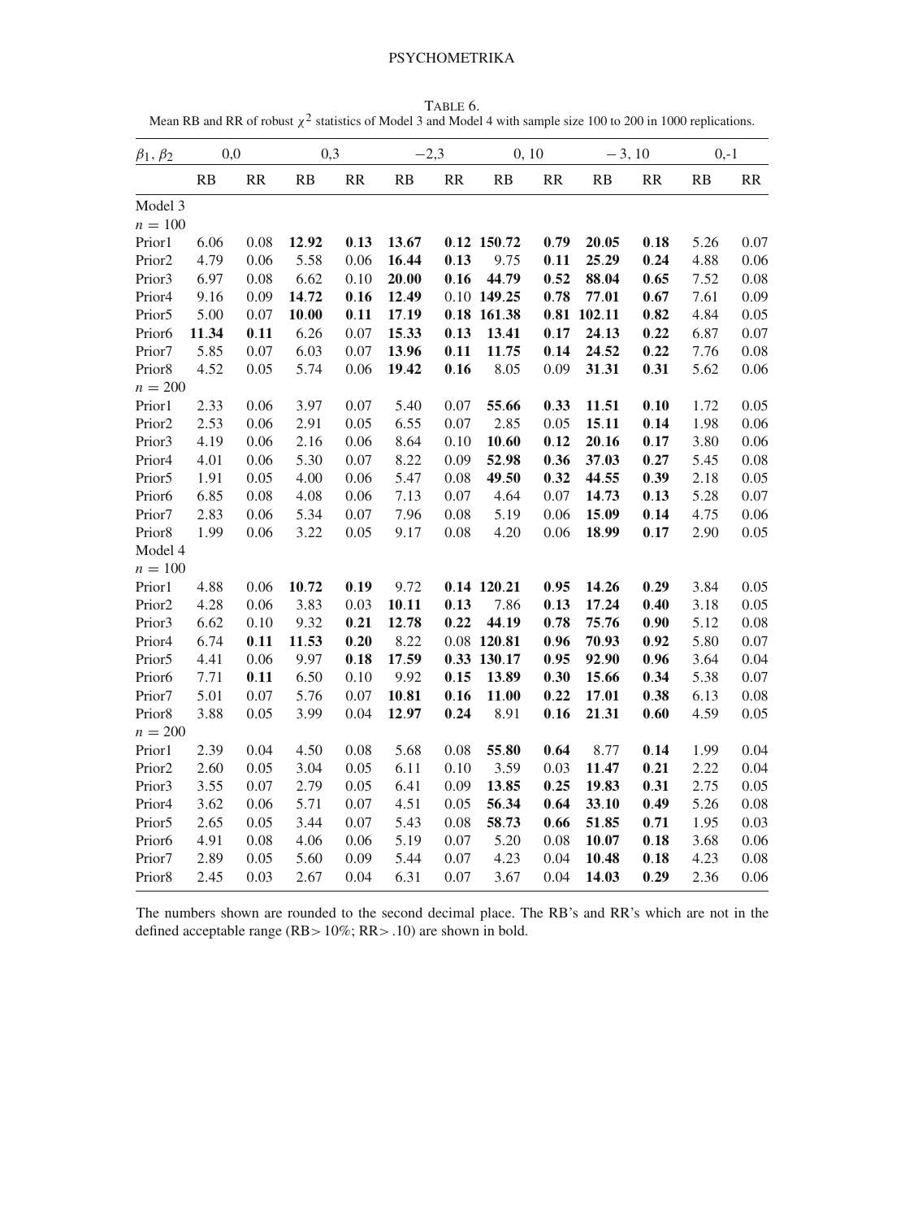TABLE 6.
Mean RB and RR of robust $\chi^2$ statistics of Model 3 and Model 4 with sample size 100 to 200 in 1000 replications.

| $\beta_1, \beta_2$ | 0,0 | | 0,3 | | −2,3 | | 0, 10 | | − 3, 10 | | 0,-1 | |
|---|---|---|---|---|---|---|---|---|---|---|---|---|
| | RB | RR | RB | RR | RB | RR | RB | RR | RB | RR | RB | RR |
| Model 3 | | | | | | | | | | | | |
| $n = 100$ | | | | | | | | | | | | |
| Prior1 | 6.06 | 0.08 | **12.92** | **0.13** | **13.67** | 0.12 | **150.72** | **0.79** | **20.05** | **0.18** | 5.26 | 0.07 |
| Prior2 | 4.79 | 0.06 | 5.58 | 0.06 | **16.44** | **0.13** | 9.75 | **0.11** | **25.29** | **0.24** | 4.88 | 0.06 |
| Prior3 | 6.97 | 0.08 | 6.62 | 0.10 | **20.00** | **0.16** | **44.79** | **0.52** | **88.04** | **0.65** | 7.52 | 0.08 |
| Prior4 | 9.16 | 0.09 | **14.72** | **0.16** | **12.49** | 0.10 | **149.25** | **0.78** | **77.01** | **0.67** | 7.61 | 0.09 |
| Prior5 | 5.00 | 0.07 | **10.00** | **0.11** | **17.19** | **0.18** | **161.38** | **0.81** | **102.11** | **0.82** | 4.84 | 0.05 |
| Prior6 | **11.34** | **0.11** | 6.26 | 0.07 | **15.33** | **0.13** | **13.41** | **0.17** | **24.13** | **0.22** | 6.87 | 0.07 |
| Prior7 | 5.85 | 0.07 | 6.03 | 0.07 | **13.96** | **0.11** | **11.75** | **0.14** | **24.52** | **0.22** | 7.76 | 0.08 |
| Prior8 | 4.52 | 0.05 | 5.74 | 0.06 | **19.42** | **0.16** | 8.05 | 0.09 | **31.31** | **0.31** | 5.62 | 0.06 |
| $n = 200$ | | | | | | | | | | | | |
| Prior1 | 2.33 | 0.06 | 3.97 | 0.07 | 5.40 | 0.07 | **55.66** | **0.33** | **11.51** | 0.10 | 1.72 | 0.05 |
| Prior2 | 2.53 | 0.06 | 2.91 | 0.05 | 6.55 | 0.07 | 2.85 | 0.05 | **15.11** | **0.14** | 1.98 | 0.06 |
| Prior3 | 4.19 | 0.06 | 2.16 | 0.06 | 8.64 | 0.10 | **10.60** | **0.12** | **20.16** | **0.17** | 3.80 | 0.06 |
| Prior4 | 4.01 | 0.06 | 5.30 | 0.07 | 8.22 | 0.09 | **52.98** | **0.36** | **37.03** | **0.27** | 5.45 | 0.08 |
| Prior5 | 1.91 | 0.05 | 4.00 | 0.06 | 5.47 | 0.08 | **49.50** | **0.32** | **44.55** | **0.39** | 2.18 | 0.05 |
| Prior6 | 6.85 | 0.08 | 4.08 | 0.06 | 7.13 | 0.07 | 4.64 | 0.07 | **14.73** | **0.13** | 5.28 | 0.07 |
| Prior7 | 2.83 | 0.06 | 5.34 | 0.07 | 7.96 | 0.08 | 5.19 | 0.06 | **15.09** | **0.14** | 4.75 | 0.06 |
| Prior8 | 1.99 | 0.06 | 3.22 | 0.05 | 9.17 | 0.08 | 4.20 | 0.06 | **18.99** | **0.17** | 2.90 | 0.05 |
| Model 4 | | | | | | | | | | | | |
| $n = 100$ | | | | | | | | | | | | |
| Prior1 | 4.88 | 0.06 | **10.72** | **0.19** | 9.72 | **0.14** | **120.21** | **0.95** | **14.26** | **0.29** | 3.84 | 0.05 |
| Prior2 | 4.28 | 0.06 | 3.83 | 0.03 | **10.11** | **0.13** | 7.86 | **0.13** | **17.24** | **0.40** | 3.18 | 0.05 |
| Prior3 | 6.62 | 0.10 | 9.32 | **0.21** | **12.78** | **0.22** | **44.19** | **0.78** | **75.76** | **0.90** | 5.12 | 0.08 |
| Prior4 | 6.74 | **0.11** | **11.53** | **0.20** | 8.22 | 0.08 | **120.81** | **0.96** | **70.93** | **0.92** | 5.80 | 0.07 |
| Prior5 | 4.41 | 0.06 | 9.97 | **0.18** | **17.59** | **0.33** | **130.17** | **0.95** | **92.90** | **0.96** | 3.64 | 0.04 |
| Prior6 | 7.71 | **0.11** | 6.50 | 0.10 | 9.92 | **0.15** | **13.89** | **0.30** | **15.66** | **0.34** | 5.38 | 0.07 |
| Prior7 | 5.01 | 0.07 | 5.76 | 0.07 | **10.81** | **0.16** | **11.00** | **0.22** | **17.01** | **0.38** | 6.13 | 0.08 |
| Prior8 | 3.88 | 0.05 | 3.99 | 0.04 | **12.97** | **0.24** | 8.91 | **0.16** | **21.31** | **0.60** | 4.59 | 0.05 |
| $n = 200$ | | | | | | | | | | | | |
| Prior1 | 2.39 | 0.04 | 4.50 | 0.08 | 5.68 | 0.08 | **55.80** | **0.64** | 8.77 | **0.14** | 1.99 | 0.04 |
| Prior2 | 2.60 | 0.05 | 3.04 | 0.05 | 6.11 | 0.10 | 3.59 | 0.03 | **11.47** | **0.21** | 2.22 | 0.04 |
| Prior3 | 3.55 | 0.07 | 2.79 | 0.05 | 6.41 | 0.09 | **13.85** | **0.25** | **19.83** | **0.31** | 2.75 | 0.05 |
| Prior4 | 3.62 | 0.06 | 5.71 | 0.07 | 4.51 | 0.05 | **56.34** | **0.64** | **33.10** | **0.49** | 5.26 | 0.08 |
| Prior5 | 2.65 | 0.05 | 3.44 | 0.07 | 5.43 | 0.08 | **58.73** | **0.66** | **51.85** | **0.71** | 1.95 | 0.03 |
| Prior6 | 4.91 | 0.08 | 4.06 | 0.06 | 5.19 | 0.07 | 5.20 | 0.08 | **10.07** | **0.18** | 3.68 | 0.06 |
| Prior7 | 2.89 | 0.05 | 5.60 | 0.09 | 5.44 | 0.07 | 4.23 | 0.04 | **10.48** | **0.18** | 4.23 | 0.08 |
| Prior8 | 2.45 | 0.03 | 2.67 | 0.04 | 6.31 | 0.07 | 3.67 | 0.04 | **14.03** | **0.29** | 2.36 | 0.06 |

The numbers shown are rounded to the second decimal place. The RB's and RR's which are not in the defined acceptable range (RB$>$ 10%; RR$>$ .10) are shown in bold.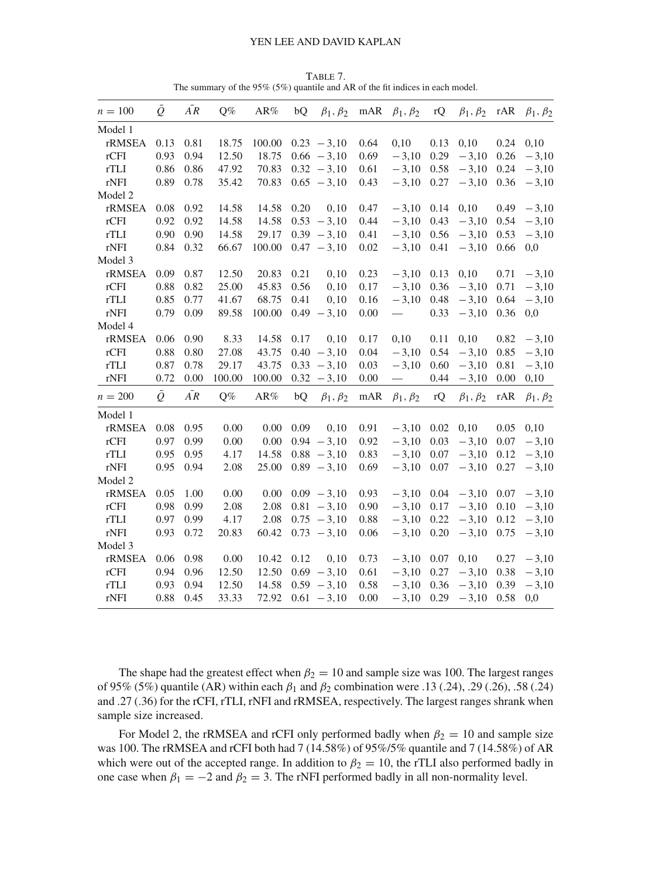TABLE 7.
The summary of the 95% (5%) quantile and AR of the fit indices in each model.

| $n = 100$ | $\bar{Q}$ | $\bar{AR}$ | Q% | AR% | bQ | $\beta_1, \beta_2$ | mAR | $\beta_1, \beta_2$ | rQ | $\beta_1, \beta_2$ | rAR | $\beta_1, \beta_2$ |
|---|---|---|---|---|---|---|---|---|---|---|---|---|
| Model 1 | | | | | | | | | | | | |
| rRMSEA | 0.13 | 0.81 | 18.75 | 100.00 | 0.23 | −3,10 | 0.64 | 0,10 | 0.13 | 0,10 | 0.24 | 0,10 |
| rCFI | 0.93 | 0.94 | 12.50 | 18.75 | 0.66 | −3,10 | 0.69 | −3,10 | 0.29 | −3,10 | 0.26 | −3,10 |
| rTLI | 0.86 | 0.86 | 47.92 | 70.83 | 0.32 | −3,10 | 0.61 | −3,10 | 0.58 | −3,10 | 0.24 | −3,10 |
| rNFI | 0.89 | 0.78 | 35.42 | 70.83 | 0.65 | −3,10 | 0.43 | −3,10 | 0.27 | −3,10 | 0.36 | −3,10 |
| Model 2 | | | | | | | | | | | | |
| rRMSEA | 0.08 | 0.92 | 14.58 | 14.58 | 0.20 | 0,10 | 0.47 | −3,10 | 0.14 | 0,10 | 0.49 | −3,10 |
| rCFI | 0.92 | 0.92 | 14.58 | 14.58 | 0.53 | −3,10 | 0.44 | −3,10 | 0.43 | −3,10 | 0.54 | −3,10 |
| rTLI | 0.90 | 0.90 | 14.58 | 29.17 | 0.39 | −3,10 | 0.41 | −3,10 | 0.56 | −3,10 | 0.53 | −3,10 |
| rNFI | 0.84 | 0.32 | 66.67 | 100.00 | 0.47 | −3,10 | 0.02 | −3,10 | 0.41 | −3,10 | 0.66 | 0,0 |
| Model 3 | | | | | | | | | | | | |
| rRMSEA | 0.09 | 0.87 | 12.50 | 20.83 | 0.21 | 0,10 | 0.23 | −3,10 | 0.13 | 0,10 | 0.71 | −3,10 |
| rCFI | 0.88 | 0.82 | 25.00 | 45.83 | 0.56 | 0,10 | 0.17 | −3,10 | 0.36 | −3,10 | 0.71 | −3,10 |
| rTLI | 0.85 | 0.77 | 41.67 | 68.75 | 0.41 | 0,10 | 0.16 | −3,10 | 0.48 | −3,10 | 0.64 | −3,10 |
| rNFI | 0.79 | 0.09 | 89.58 | 100.00 | 0.49 | −3,10 | 0.00 | — | 0.33 | −3,10 | 0.36 | 0,0 |
| Model 4 | | | | | | | | | | | | |
| rRMSEA | 0.06 | 0.90 | 8.33 | 14.58 | 0.17 | 0,10 | 0.17 | 0,10 | 0.11 | 0,10 | 0.82 | −3,10 |
| rCFI | 0.88 | 0.80 | 27.08 | 43.75 | 0.40 | −3,10 | 0.04 | −3,10 | 0.54 | −3,10 | 0.85 | −3,10 |
| rTLI | 0.87 | 0.78 | 29.17 | 43.75 | 0.33 | −3,10 | 0.03 | −3,10 | 0.60 | −3,10 | 0.81 | −3,10 |
| rNFI | 0.72 | 0.00 | 100.00 | 100.00 | 0.32 | −3,10 | 0.00 | — | 0.44 | −3,10 | 0.00 | 0,10 |
| $n = 200$ | $\bar{Q}$ | $\bar{AR}$ | Q% | AR% | bQ | $\beta_1, \beta_2$ | mAR | $\beta_1, \beta_2$ | rQ | $\beta_1, \beta_2$ | rAR | $\beta_1, \beta_2$ |
| Model 1 | | | | | | | | | | | | |
| rRMSEA | 0.08 | 0.95 | 0.00 | 0.00 | 0.09 | 0,10 | 0.91 | −3,10 | 0.02 | 0,10 | 0.05 | 0,10 |
| rCFI | 0.97 | 0.99 | 0.00 | 0.00 | 0.94 | −3,10 | 0.92 | −3,10 | 0.03 | −3,10 | 0.07 | −3,10 |
| rTLI | 0.95 | 0.95 | 4.17 | 14.58 | 0.88 | −3,10 | 0.83 | −3,10 | 0.07 | −3,10 | 0.12 | −3,10 |
| rNFI | 0.95 | 0.94 | 2.08 | 25.00 | 0.89 | −3,10 | 0.69 | −3,10 | 0.07 | −3,10 | 0.27 | −3,10 |
| Model 2 | | | | | | | | | | | | |
| rRMSEA | 0.05 | 1.00 | 0.00 | 0.00 | 0.09 | −3,10 | 0.93 | −3,10 | 0.04 | −3,10 | 0.07 | −3,10 |
| rCFI | 0.98 | 0.99 | 2.08 | 2.08 | 0.81 | −3,10 | 0.90 | −3,10 | 0.17 | −3,10 | 0.10 | −3,10 |
| rTLI | 0.97 | 0.99 | 4.17 | 2.08 | 0.75 | −3,10 | 0.88 | −3,10 | 0.22 | −3,10 | 0.12 | −3,10 |
| rNFI | 0.93 | 0.72 | 20.83 | 60.42 | 0.73 | −3,10 | 0.06 | −3,10 | 0.20 | −3,10 | 0.75 | −3,10 |
| Model 3 | | | | | | | | | | | | |
| rRMSEA | 0.06 | 0.98 | 0.00 | 10.42 | 0.12 | 0,10 | 0.73 | −3,10 | 0.07 | 0,10 | 0.27 | −3,10 |
| rCFI | 0.94 | 0.96 | 12.50 | 12.50 | 0.69 | −3,10 | 0.61 | −3,10 | 0.27 | −3,10 | 0.38 | −3,10 |
| rTLI | 0.93 | 0.94 | 12.50 | 14.58 | 0.59 | −3,10 | 0.58 | −3,10 | 0.36 | −3,10 | 0.39 | −3,10 |
| rNFI | 0.88 | 0.45 | 33.33 | 72.92 | 0.61 | −3,10 | 0.00 | −3,10 | 0.29 | −3,10 | 0.58 | 0,0 |

The shape had the greatest effect when $\beta_2 = 10$ and sample size was 100. The largest ranges of 95% (5%) quantile (AR) within each $\beta_1$ and $\beta_2$ combination were .13 (.24), .29 (.26), .58 (.24) and .27 (.36) for the rCFI, rTLI, rNFI and rRMSEA, respectively. The largest ranges shrank when sample size increased.

For Model 2, the rRMSEA and rCFI only performed badly when $\beta_2 = 10$ and sample size was 100. The rRMSEA and rCFI both had 7 (14.58%) of 95%/5% quantile and 7 (14.58%) of AR which were out of the accepted range. In addition to $\beta_2 = 10$, the rTLI also performed badly in one case when $\beta_1 = -2$ and $\beta_2 = 3$. The rNFI performed badly in all non-normality level.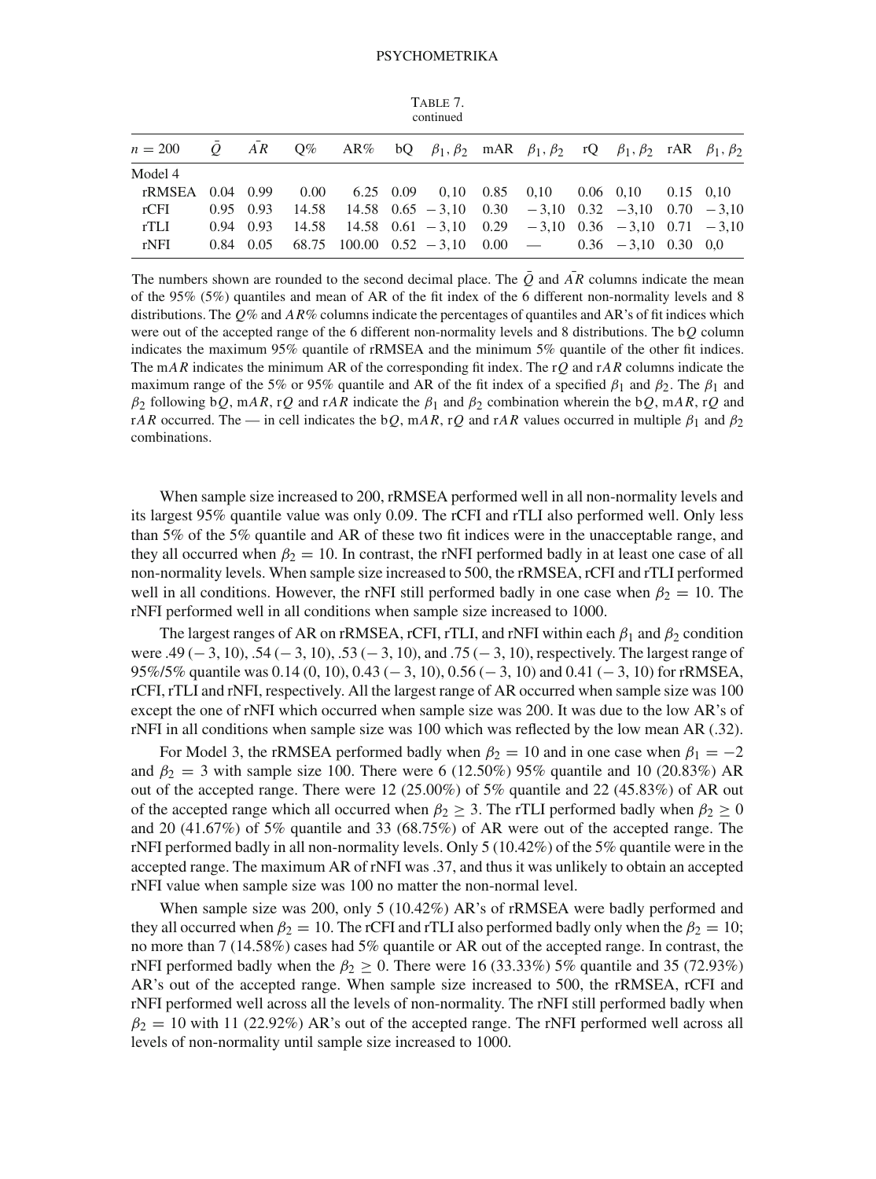TABLE 7.
continued

| $n = 200$ | $\bar{Q}$ | $\bar{AR}$ | Q% | AR% | bQ | $\beta_1, \beta_2$ | mAR | $\beta_1, \beta_2$ | rQ | $\beta_1, \beta_2$ | rAR | $\beta_1, \beta_2$ |
|---|---|---|---|---|---|---|---|---|---|---|---|---|
| Model 4 | | | | | | | | | | | | |
| rRMSEA | 0.04 | 0.99 | 0.00 | 6.25 | 0.09 | 0,10 | 0.85 | 0,10 | 0.06 | 0,10 | 0.15 | 0,10 |
| rCFI | 0.95 | 0.93 | 14.58 | 14.58 | 0.65 | − 3,10 | 0.30 | − 3,10 | 0.32 | − 3,10 | 0.70 | − 3,10 |
| rTLI | 0.94 | 0.93 | 14.58 | 14.58 | 0.61 | − 3,10 | 0.29 | − 3,10 | 0.36 | − 3,10 | 0.71 | − 3,10 |
| rNFI | 0.84 | 0.05 | 68.75 | 100.00 | 0.52 | − 3,10 | 0.00 | — | 0.36 | − 3,10 | 0.30 | 0,0 |

The numbers shown are rounded to the second decimal place. The $\bar{Q}$ and $\bar{AR}$ columns indicate the mean of the 95% (5%) quantiles and mean of AR of the fit index of the 6 different non-normality levels and 8 distributions. The $Q\%$ and $AR\%$ columns indicate the percentages of quantiles and AR's of fit indices which were out of the accepted range of the 6 different non-normality levels and 8 distributions. The b$Q$ column indicates the maximum 95% quantile of rRMSEA and the minimum 5% quantile of the other fit indices. The m$AR$ indicates the minimum AR of the corresponding fit index. The r$Q$ and r$AR$ columns indicate the maximum range of the 5% or 95% quantile and AR of the fit index of a specified $\beta_1$ and $\beta_2$. The $\beta_1$ and $\beta_2$ following b$Q$, m$AR$, r$Q$ and r$AR$ indicate the $\beta_1$ and $\beta_2$ combination wherein the b$Q$, m$AR$, r$Q$ and r$AR$ occurred. The — in cell indicates the b$Q$, m$AR$, r$Q$ and r$AR$ values occurred in multiple $\beta_1$ and $\beta_2$ combinations.

When sample size increased to 200, rRMSEA performed well in all non-normality levels and its largest 95% quantile value was only 0.09. The rCFI and rTLI also performed well. Only less than 5% of the 5% quantile and AR of these two fit indices were in the unacceptable range, and they all occurred when $\beta_2 = 10$. In contrast, the rNFI performed badly in at least one case of all non-normality levels. When sample size increased to 500, the rRMSEA, rCFI and rTLI performed well in all conditions. However, the rNFI still performed badly in one case when $\beta_2 = 10$. The rNFI performed well in all conditions when sample size increased to 1000.

The largest ranges of AR on rRMSEA, rCFI, rTLI, and rNFI within each $\beta_1$ and $\beta_2$ condition were .49 (− 3, 10), .54 (− 3, 10), .53 (− 3, 10), and .75 (− 3, 10), respectively. The largest range of 95%/5% quantile was 0.14 (0, 10), 0.43 (− 3, 10), 0.56 (− 3, 10) and 0.41 (− 3, 10) for rRMSEA, rCFI, rTLI and rNFI, respectively. All the largest range of AR occurred when sample size was 100 except the one of rNFI which occurred when sample size was 200. It was due to the low AR's of rNFI in all conditions when sample size was 100 which was reflected by the low mean AR (.32).

For Model 3, the rRMSEA performed badly when $\beta_2 = 10$ and in one case when $\beta_1 = -2$ and $\beta_2 = 3$ with sample size 100. There were 6 (12.50%) 95% quantile and 10 (20.83%) AR out of the accepted range. There were 12 (25.00%) of 5% quantile and 22 (45.83%) of AR out of the accepted range which all occurred when $\beta_2 \geq 3$. The rTLI performed badly when $\beta_2 \geq 0$ and 20 (41.67%) of 5% quantile and 33 (68.75%) of AR were out of the accepted range. The rNFI performed badly in all non-normality levels. Only 5 (10.42%) of the 5% quantile were in the accepted range. The maximum AR of rNFI was .37, and thus it was unlikely to obtain an accepted rNFI value when sample size was 100 no matter the non-normal level.

When sample size was 200, only 5 (10.42%) AR's of rRMSEA were badly performed and they all occurred when $\beta_2 = 10$. The rCFI and rTLI also performed badly only when the $\beta_2 = 10$; no more than 7 (14.58%) cases had 5% quantile or AR out of the accepted range. In contrast, the rNFI performed badly when the $\beta_2 \geq 0$. There were 16 (33.33%) 5% quantile and 35 (72.93%) AR's out of the accepted range. When sample size increased to 500, the rRMSEA, rCFI and rNFI performed well across all the levels of non-normality. The rNFI still performed badly when $\beta_2 = 10$ with 11 (22.92%) AR's out of the accepted range. The rNFI performed well across all levels of non-normality until sample size increased to 1000.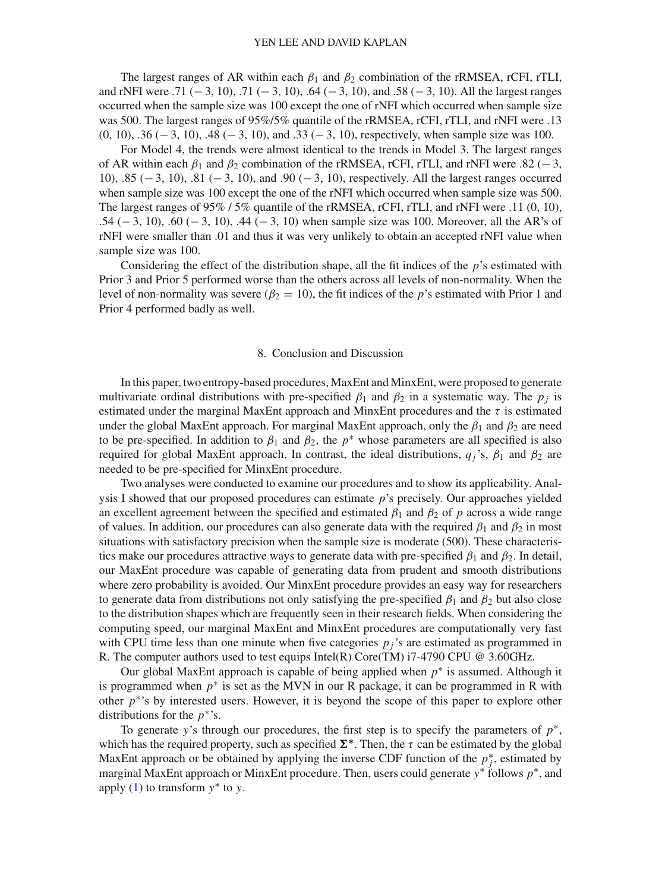The largest ranges of AR within each $\beta_1$ and $\beta_2$ combination of the rRMSEA, rCFI, rTLI, and rNFI were .71 (− 3, 10), .71 (− 3, 10), .64 (− 3, 10), and .58 (− 3, 10). All the largest ranges occurred when the sample size was 100 except the one of rNFI which occurred when sample size was 500. The largest ranges of 95%/5% quantile of the rRMSEA, rCFI, rTLI, and rNFI were .13 (0, 10), .36 (− 3, 10), .48 (− 3, 10), and .33 (− 3, 10), respectively, when sample size was 100.

For Model 4, the trends were almost identical to the trends in Model 3. The largest ranges of AR within each $\beta_1$ and $\beta_2$ combination of the rRMSEA, rCFI, rTLI, and rNFI were .82 (− 3, 10), .85 (− 3, 10), .81 (− 3, 10), and .90 (− 3, 10), respectively. All the largest ranges occurred when sample size was 100 except the one of the rNFI which occurred when sample size was 500. The largest ranges of 95% / 5% quantile of the rRMSEA, rCFI, rTLI, and rNFI were .11 (0, 10), .54 (− 3, 10), .60 (− 3, 10), .44 (− 3, 10) when sample size was 100. Moreover, all the AR's of rNFI were smaller than .01 and thus it was very unlikely to obtain an accepted rNFI value when sample size was 100.

Considering the effect of the distribution shape, all the fit indices of the $p$'s estimated with Prior 3 and Prior 5 performed worse than the others across all levels of non-normality. When the level of non-normality was severe ($\beta_2 = 10$), the fit indices of the $p$'s estimated with Prior 1 and Prior 4 performed badly as well.

## 8. Conclusion and Discussion

In this paper, two entropy-based procedures, MaxEnt and MinxEnt, were proposed to generate multivariate ordinal distributions with pre-specified $\beta_1$ and $\beta_2$ in a systematic way. The $p_j$ is estimated under the marginal MaxEnt approach and MinxEnt procedures and the $\tau$ is estimated under the global MaxEnt approach. For marginal MaxEnt approach, only the $\beta_1$ and $\beta_2$ are need to be pre-specified. In addition to $\beta_1$ and $\beta_2$, the $p^*$ whose parameters are all specified is also required for global MaxEnt approach. In contrast, the ideal distributions, $q_j$'s, $\beta_1$ and $\beta_2$ are needed to be pre-specified for MinxEnt procedure.

Two analyses were conducted to examine our procedures and to show its applicability. Analysis I showed that our proposed procedures can estimate $p$'s precisely. Our approaches yielded an excellent agreement between the specified and estimated $\beta_1$ and $\beta_2$ of $p$ across a wide range of values. In addition, our procedures can also generate data with the required $\beta_1$ and $\beta_2$ in most situations with satisfactory precision when the sample size is moderate (500). These characteristics make our procedures attractive ways to generate data with pre-specified $\beta_1$ and $\beta_2$. In detail, our MaxEnt procedure was capable of generating data from prudent and smooth distributions where zero probability is avoided. Our MinxEnt procedure provides an easy way for researchers to generate data from distributions not only satisfying the pre-specified $\beta_1$ and $\beta_2$ but also close to the distribution shapes which are frequently seen in their research fields. When considering the computing speed, our marginal MaxEnt and MinxEnt procedures are computationally very fast with CPU time less than one minute when five categories $p_j$'s are estimated as programmed in R. The computer authors used to test equips Intel(R) Core(TM) i7-4790 CPU @ 3.60GHz.

Our global MaxEnt approach is capable of being applied when $p^*$ is assumed. Although it is programmed when $p^*$ is set as the MVN in our R package, it can be programmed in R with other $p^*$'s by interested users. However, it is beyond the scope of this paper to explore other distributions for the $p^*$'s.

To generate $y$'s through our procedures, the first step is to specify the parameters of $p^*$, which has the required property, such as specified $\mathbf{\Sigma^*}$. Then, the $\tau$ can be estimated by the global MaxEnt approach or be obtained by applying the inverse CDF function of the $p^*_j$, estimated by marginal MaxEnt approach or MinxEnt procedure. Then, users could generate $y^*$ follows $p^*$, and apply (1) to transform $y^*$ to $y$.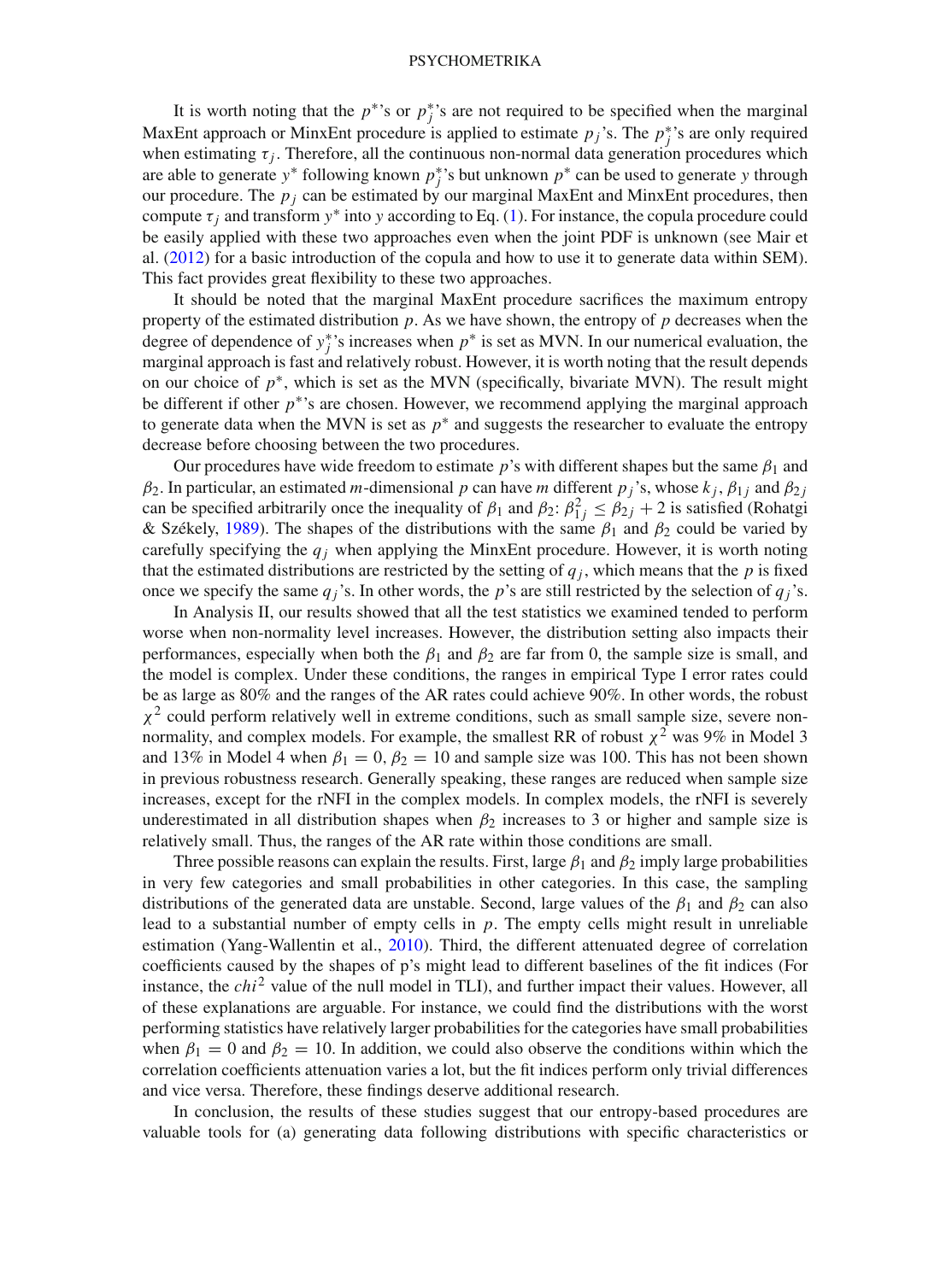It is worth noting that the $p^*$'s or $p_j^*$'s are not required to be specified when the marginal MaxEnt approach or MinxEnt procedure is applied to estimate $p_j$'s. The $p_j^*$'s are only required when estimating $\tau_j$. Therefore, all the continuous non-normal data generation procedures which are able to generate $y^*$ following known $p_j^*$'s but unknown $p^*$ can be used to generate $y$ through our procedure. The $p_j$ can be estimated by our marginal MaxEnt and MinxEnt procedures, then compute $\tau_j$ and transform $y^*$ into $y$ according to Eq. (1). For instance, the copula procedure could be easily applied with these two approaches even when the joint PDF is unknown (see Mair et al. (2012) for a basic introduction of the copula and how to use it to generate data within SEM). This fact provides great flexibility to these two approaches.

It should be noted that the marginal MaxEnt procedure sacrifices the maximum entropy property of the estimated distribution $p$. As we have shown, the entropy of $p$ decreases when the degree of dependence of $y_j^*$'s increases when $p^*$ is set as MVN. In our numerical evaluation, the marginal approach is fast and relatively robust. However, it is worth noting that the result depends on our choice of $p^*$, which is set as the MVN (specifically, bivariate MVN). The result might be different if other $p^*$'s are chosen. However, we recommend applying the marginal approach to generate data when the MVN is set as $p^*$ and suggests the researcher to evaluate the entropy decrease before choosing between the two procedures.

Our procedures have wide freedom to estimate $p$'s with different shapes but the same $\beta_1$ and $\beta_2$. In particular, an estimated $m$-dimensional $p$ can have $m$ different $p_j$'s, whose $k_j$, $\beta_{1j}$ and $\beta_{2j}$ can be specified arbitrarily once the inequality of $\beta_1$ and $\beta_2$: $\beta_{1j}^2 \leq \beta_{2j} + 2$ is satisfied (Rohatgi & Székely, 1989). The shapes of the distributions with the same $\beta_1$ and $\beta_2$ could be varied by carefully specifying the $q_j$ when applying the MinxEnt procedure. However, it is worth noting that the estimated distributions are restricted by the setting of $q_j$, which means that the $p$ is fixed once we specify the same $q_j$'s. In other words, the $p$'s are still restricted by the selection of $q_j$'s.

In Analysis II, our results showed that all the test statistics we examined tended to perform worse when non-normality level increases. However, the distribution setting also impacts their performances, especially when both the $\beta_1$ and $\beta_2$ are far from 0, the sample size is small, and the model is complex. Under these conditions, the ranges in empirical Type I error rates could be as large as 80% and the ranges of the AR rates could achieve 90%. In other words, the robust $\chi^2$ could perform relatively well in extreme conditions, such as small sample size, severe non-normality, and complex models. For example, the smallest RR of robust $\chi^2$ was 9% in Model 3 and 13% in Model 4 when $\beta_1 = 0$, $\beta_2 = 10$ and sample size was 100. This has not been shown in previous robustness research. Generally speaking, these ranges are reduced when sample size increases, except for the rNFI in the complex models. In complex models, the rNFI is severely underestimated in all distribution shapes when $\beta_2$ increases to 3 or higher and sample size is relatively small. Thus, the ranges of the AR rate within those conditions are small.

Three possible reasons can explain the results. First, large $\beta_1$ and $\beta_2$ imply large probabilities in very few categories and small probabilities in other categories. In this case, the sampling distributions of the generated data are unstable. Second, large values of the $\beta_1$ and $\beta_2$ can also lead to a substantial number of empty cells in $p$. The empty cells might result in unreliable estimation (Yang-Wallentin et al., 2010). Third, the different attenuated degree of correlation coefficients caused by the shapes of p's might lead to different baselines of the fit indices (For instance, the $chi^2$ value of the null model in TLI), and further impact their values. However, all of these explanations are arguable. For instance, we could find the distributions with the worst performing statistics have relatively larger probabilities for the categories have small probabilities when $\beta_1 = 0$ and $\beta_2 = 10$. In addition, we could also observe the conditions within which the correlation coefficients attenuation varies a lot, but the fit indices perform only trivial differences and vice versa. Therefore, these findings deserve additional research.

In conclusion, the results of these studies suggest that our entropy-based procedures are valuable tools for (a) generating data following distributions with specific characteristics or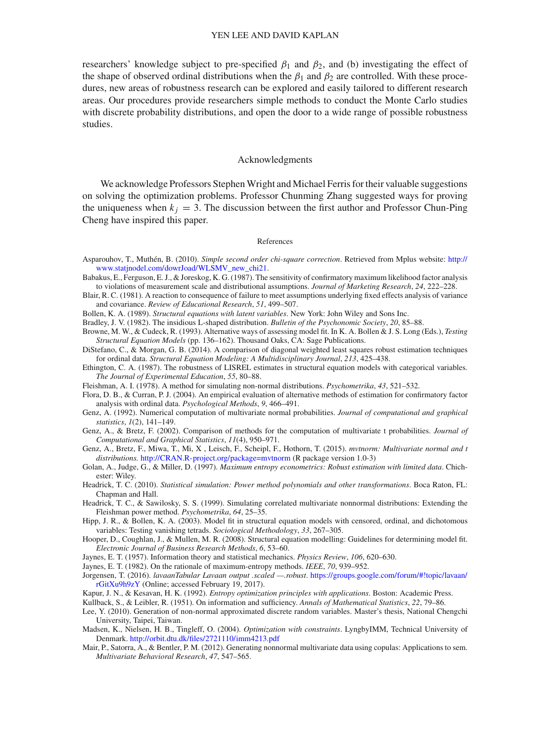researchers' knowledge subject to pre-specified $\beta_1$ and $\beta_2$, and (b) investigating the effect of the shape of observed ordinal distributions when the $\beta_1$ and $\beta_2$ are controlled. With these procedures, new areas of robustness research can be explored and easily tailored to different research areas. Our procedures provide researchers simple methods to conduct the Monte Carlo studies with discrete probability distributions, and open the door to a wide range of possible robustness studies.

## Acknowledgments

We acknowledge Professors Stephen Wright and Michael Ferris for their valuable suggestions on solving the optimization problems. Professor Chunming Zhang suggested ways for proving the uniqueness when $k_j = 3$. The discussion between the first author and Professor Chun-Ping Cheng have inspired this paper.

## References

Asparouhov, T., Muthén, B. (2010). *Simple second order chi-square correction*. Retrieved from Mplus website: http://www.statjnodel.com/dowrJoad/WLSMV_new_chi21.

Babakus, E., Ferguson, E. J., & Joreskog, K. G. (1987). The sensitivity of confirmatory maximum likelihood factor analysis to violations of measurement scale and distributional assumptions. *Journal of Marketing Research*, *24*, 222–228.

Blair, R. C. (1981). A reaction to consequence of failure to meet assumptions underlying fixed effects analysis of variance and covariance. *Review of Educational Research*, *51*, 499–507.

Bollen, K. A. (1989). *Structural equations with latent variables*. New York: John Wiley and Sons Inc.

Bradley, J. V. (1982). The insidious L-shaped distribution. *Bulletin of the Psychonomic Society*, *20*, 85–88.

Browne, M. W., & Cudeck, R. (1993). Alternative ways of assessing model fit. In K. A. Bollen & J. S. Long (Eds.), *Testing Structural Equation Models* (pp. 136–162). Thousand Oaks, CA: Sage Publications.

DiStefano, C., & Morgan, G. B. (2014). A comparison of diagonal weighted least squares robust estimation techniques for ordinal data. *Structural Equation Modeling: A Multidisciplinary Journal*, *213*, 425–438.

Ethington, C. A. (1987). The robustness of LISREL estimates in structural equation models with categorical variables. *The Journal of Experimental Education*, *55*, 80–88.

Fleishman, A. I. (1978). A method for simulating non-normal distributions. *Psychometrika*, *43*, 521–532.

Flora, D. B., & Curran, P. J. (2004). An empirical evaluation of alternative methods of estimation for confirmatory factor analysis with ordinal data. *Psychological Methods*, *9*, 466–491.

Genz, A. (1992). Numerical computation of multivariate normal probabilities. *Journal of computational and graphical statistics*, *1*(2), 141–149.

Genz, A., & Bretz, F. (2002). Comparison of methods for the computation of multivariate t probabilities. *Journal of Computational and Graphical Statistics*, *11*(4), 950–971.

Genz, A., Bretz, F., Miwa, T., Mi, X , Leisch, F., Scheipl, F., Hothorn, T. (2015). *mvtnorm: Multivariate normal and t distributions.* http://CRAN.R-project.org/package=mvtnorm (R package version 1.0-3)

Golan, A., Judge, G., & Miller, D. (1997). *Maximum entropy econometrics: Robust estimation with limited data*. Chichester: Wiley.

Headrick, T. C. (2010). *Statistical simulation: Power method polynomials and other transformations*. Boca Raton, FL: Chapman and Hall.

Headrick, T. C., & Sawilosky, S. S. (1999). Simulating correlated multivariate nonnormal distributions: Extending the Fleishman power method. *Psychometrika*, *64*, 25–35.

Hipp, J. R., & Bollen, K. A. (2003). Model fit in structural equation models with censored, ordinal, and dichotomous variables: Testing vanishing tetrads. *Sociological Methodology*, *33*, 267–305.

Hooper, D., Coughlan, J., & Mullen, M. R. (2008). Structural equation modelling: Guidelines for determining model fit. *Electronic Journal of Business Research Methods*, *6*, 53–60.

Jaynes, E. T. (1957). Information theory and statistical mechanics. *Physics Review*, *106*, 620–630.

Jaynes, E. T. (1982). On the rationale of maximum-entropy methods. *IEEE*, *70*, 939–952.

Jorgensen, T. (2016). *lavaanTabular Lavaan output .scaled —.robust*. https://groups.google.com/forum/#!topic/lavaan/rGitXu9h9zY (Online; accessed February 19, 2017).

Kapur, J. N., & Kesavan, H. K. (1992). *Entropy optimization principles with applications*. Boston: Academic Press.

Kullback, S., & Leibler, R. (1951). On information and sufficiency. *Annals of Mathematical Statistics*, *22*, 79–86.

Lee, Y. (2010). Generation of non-normal approximated discrete random variables. Master's thesis, National Chengchi University, Taipei, Taiwan.

Madsen, K., Nielsen, H. B., Tingleff, O. (2004). *Optimization with constraints*. LyngbyIMM, Technical University of Denmark. http://orbit.dtu.dk/files/2721110/imm4213.pdf

Mair, P., Satorra, A., & Bentler, P. M. (2012). Generating nonnormal multivariate data using copulas: Applications to sem. *Multivariate Behavioral Research*, *47*, 547–565.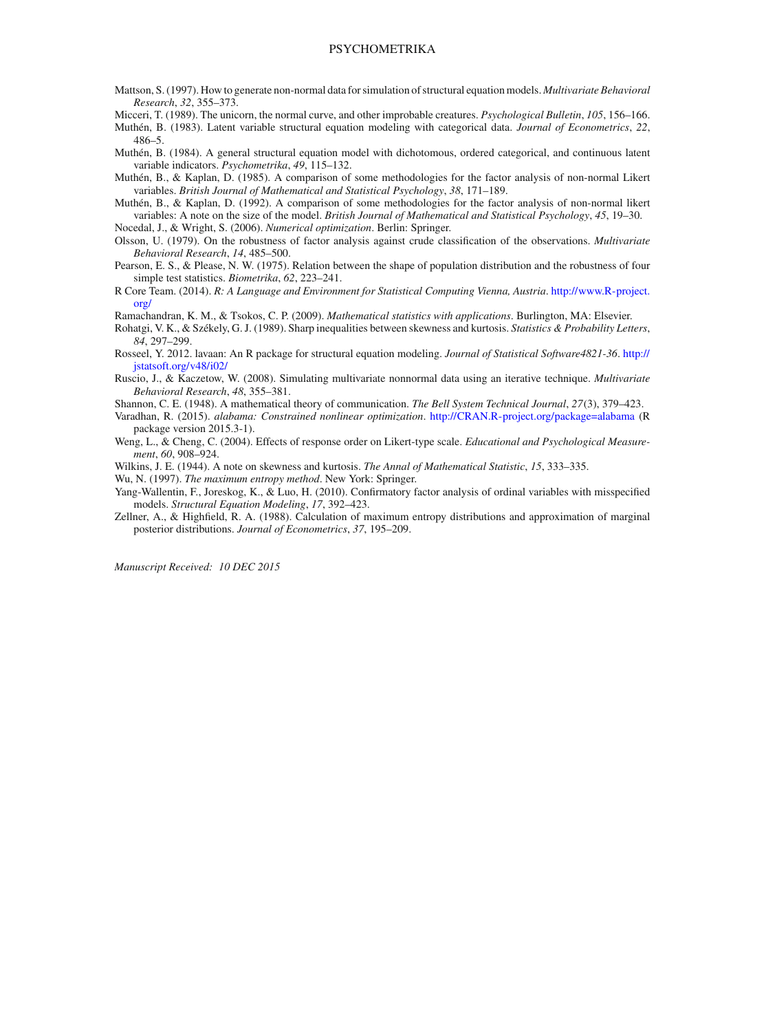Mattson, S. (1997). How to generate non-normal data for simulation of structural equation models. *Multivariate Behavioral Research*, *32*, 355–373.

Micceri, T. (1989). The unicorn, the normal curve, and other improbable creatures. *Psychological Bulletin*, *105*, 156–166.

Muthén, B. (1983). Latent variable structural equation modeling with categorical data. *Journal of Econometrics*, *22*, 486–5.

Muthén, B. (1984). A general structural equation model with dichotomous, ordered categorical, and continuous latent variable indicators. *Psychometrika*, *49*, 115–132.

Muthén, B., & Kaplan, D. (1985). A comparison of some methodologies for the factor analysis of non-normal Likert variables. *British Journal of Mathematical and Statistical Psychology*, *38*, 171–189.

Muthén, B., & Kaplan, D. (1992). A comparison of some methodologies for the factor analysis of non-normal likert variables: A note on the size of the model. *British Journal of Mathematical and Statistical Psychology*, *45*, 19–30.

Nocedal, J., & Wright, S. (2006). *Numerical optimization*. Berlin: Springer.

Olsson, U. (1979). On the robustness of factor analysis against crude classification of the observations. *Multivariate Behavioral Research*, *14*, 485–500.

Pearson, E. S., & Please, N. W. (1975). Relation between the shape of population distribution and the robustness of four simple test statistics. *Biometrika*, *62*, 223–241.

R Core Team. (2014). *R: A Language and Environment for Statistical Computing Vienna, Austria*. http://www.R-project.org/

Ramachandran, K. M., & Tsokos, C. P. (2009). *Mathematical statistics with applications*. Burlington, MA: Elsevier.

Rohatgi, V. K., & Székely, G. J. (1989). Sharp inequalities between skewness and kurtosis. *Statistics & Probability Letters*, *84*, 297–299.

Rosseel, Y. 2012. lavaan: An R package for structural equation modeling. *Journal of Statistical Software4821-36*. http://jstatsoft.org/v48/i02/

Ruscio, J., & Kaczetow, W. (2008). Simulating multivariate nonnormal data using an iterative technique. *Multivariate Behavioral Research*, *48*, 355–381.

Shannon, C. E. (1948). A mathematical theory of communication. *The Bell System Technical Journal*, *27*(3), 379–423.

Varadhan, R. (2015). *alabama: Constrained nonlinear optimization*. http://CRAN.R-project.org/package=alabama (R package version 2015.3-1).

Weng, L., & Cheng, C. (2004). Effects of response order on Likert-type scale. *Educational and Psychological Measurement*, *60*, 908–924.

Wilkins, J. E. (1944). A note on skewness and kurtosis. *The Annal of Mathematical Statistic*, *15*, 333–335.

Wu, N. (1997). *The maximum entropy method*. New York: Springer.

Yang-Wallentin, F., Joreskog, K., & Luo, H. (2010). Confirmatory factor analysis of ordinal variables with misspecified models. *Structural Equation Modeling*, *17*, 392–423.

Zellner, A., & Highfield, R. A. (1988). Calculation of maximum entropy distributions and approximation of marginal posterior distributions. *Journal of Econometrics*, *37*, 195–209.

*Manuscript Received: 10 DEC 2015*